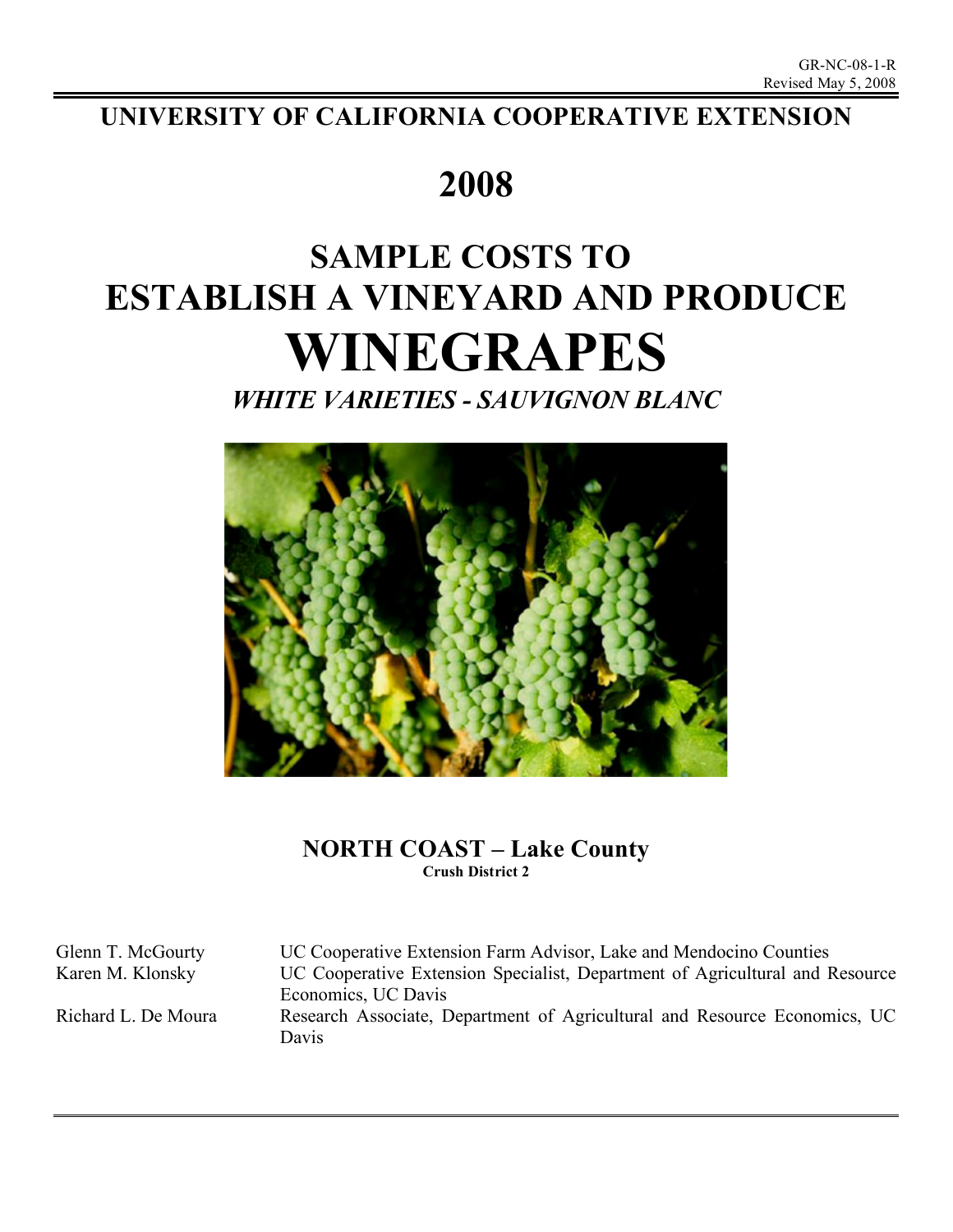GR-NC-08-1-R
Revised May 5, 2008

# UNIVERSITY OF CALIFORNIA COOPERATIVE EXTENSION

# 2008

# SAMPLE COSTS TO ESTABLISH A VINEYARD AND PRODUCE WINEGRAPES

## *WHITE VARIETIES - SAUVIGNON BLANC*

**NORTH COAST – Lake County**
**Crush District 2**

| | |
|---|---|
| Glenn T. McGourty | UC Cooperative Extension Farm Advisor, Lake and Mendocino Counties |
| Karen M. Klonsky | UC Cooperative Extension Specialist, Department of Agricultural and Resource Economics, UC Davis |
| Richard L. De Moura | Research Associate, Department of Agricultural and Resource Economics, UC Davis |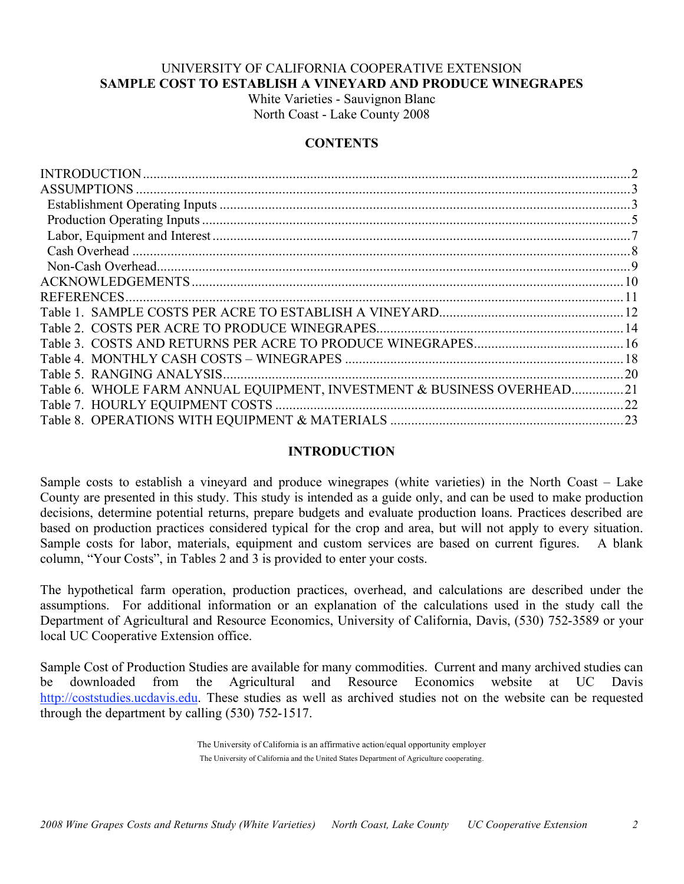UNIVERSITY OF CALIFORNIA COOPERATIVE EXTENSION

**SAMPLE COST TO ESTABLISH A VINEYARD AND PRODUCE WINEGRAPES**

White Varieties - Sauvignon Blanc

North Coast - Lake County 2008

## CONTENTS

| | |
|---|---|
| INTRODUCTION | 2 |
| ASSUMPTIONS | 3 |
| Establishment Operating Inputs | 3 |
| Production Operating Inputs | 5 |
| Labor, Equipment and Interest | 7 |
| Cash Overhead | 8 |
| Non-Cash Overhead | 9 |
| ACKNOWLEDGEMENTS | 10 |
| REFERENCES | 11 |
| Table 1. SAMPLE COSTS PER ACRE TO ESTABLISH A VINEYARD | 12 |
| Table 2. COSTS PER ACRE TO PRODUCE WINEGRAPES | 14 |
| Table 3. COSTS AND RETURNS PER ACRE TO PRODUCE WINEGRAPES | 16 |
| Table 4. MONTHLY CASH COSTS – WINEGRAPES | 18 |
| Table 5. RANGING ANALYSIS | 20 |
| Table 6. WHOLE FARM ANNUAL EQUIPMENT, INVESTMENT & BUSINESS OVERHEAD | 21 |
| Table 7. HOURLY EQUIPMENT COSTS | 22 |
| Table 8. OPERATIONS WITH EQUIPMENT & MATERIALS | 23 |

## INTRODUCTION

Sample costs to establish a vineyard and produce winegrapes (white varieties) in the North Coast – Lake County are presented in this study. This study is intended as a guide only, and can be used to make production decisions, determine potential returns, prepare budgets and evaluate production loans. Practices described are based on production practices considered typical for the crop and area, but will not apply to every situation. Sample costs for labor, materials, equipment and custom services are based on current figures. A blank column, "Your Costs", in Tables 2 and 3 is provided to enter your costs.

The hypothetical farm operation, production practices, overhead, and calculations are described under the assumptions. For additional information or an explanation of the calculations used in the study call the Department of Agricultural and Resource Economics, University of California, Davis, (530) 752-3589 or your local UC Cooperative Extension office.

Sample Cost of Production Studies are available for many commodities. Current and many archived studies can be downloaded from the Agricultural and Resource Economics website at UC Davis http://coststudies.ucdavis.edu. These studies as well as archived studies not on the website can be requested through the department by calling (530) 752-1517.

The University of California is an affirmative action/equal opportunity employer

The University of California and the United States Department of Agriculture cooperating.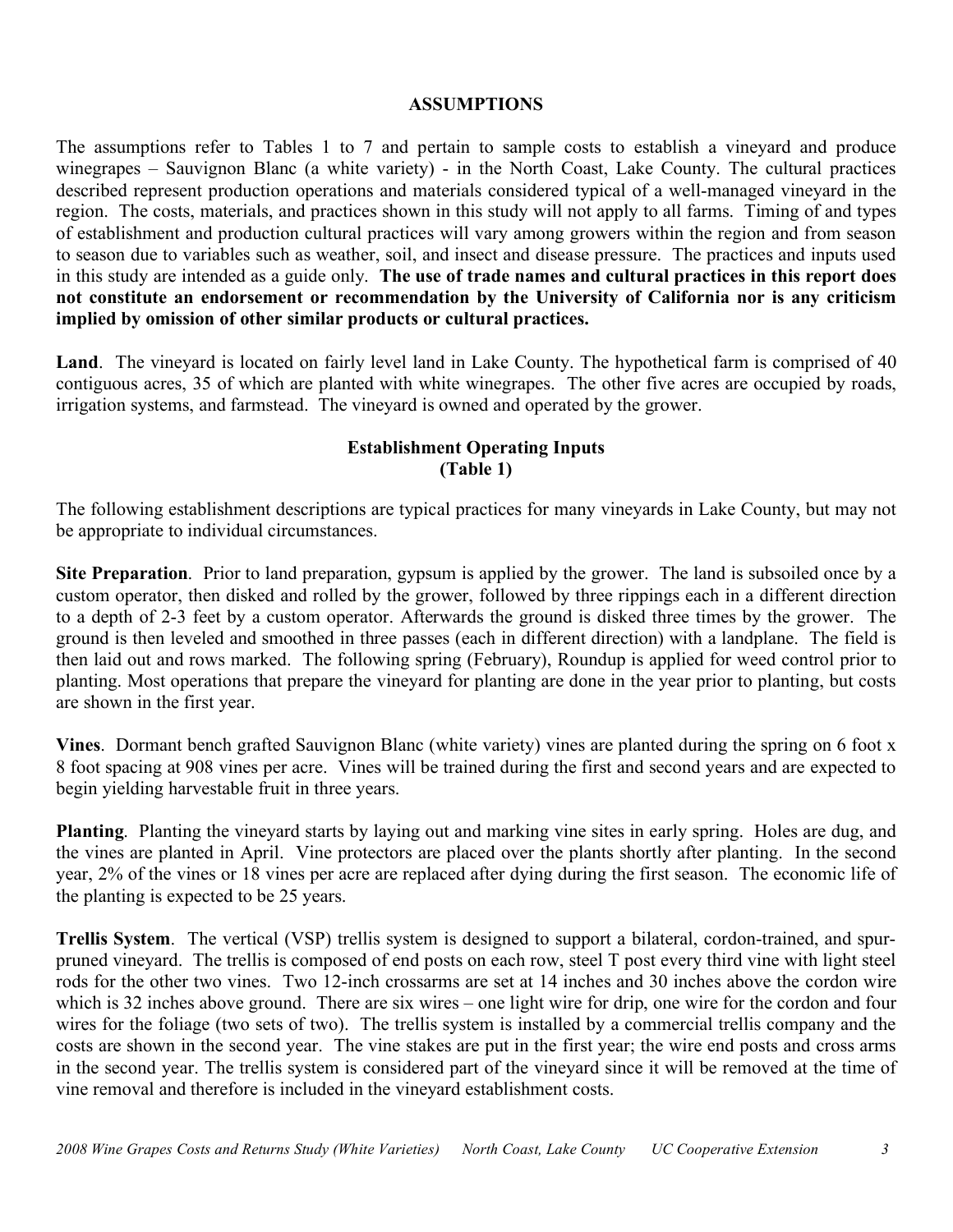## ASSUMPTIONS

The assumptions refer to Tables 1 to 7 and pertain to sample costs to establish a vineyard and produce winegrapes – Sauvignon Blanc (a white variety) - in the North Coast, Lake County. The cultural practices described represent production operations and materials considered typical of a well-managed vineyard in the region. The costs, materials, and practices shown in this study will not apply to all farms. Timing of and types of establishment and production cultural practices will vary among growers within the region and from season to season due to variables such as weather, soil, and insect and disease pressure. The practices and inputs used in this study are intended as a guide only. **The use of trade names and cultural practices in this report does not constitute an endorsement or recommendation by the University of California nor is any criticism implied by omission of other similar products or cultural practices.**

**Land**. The vineyard is located on fairly level land in Lake County. The hypothetical farm is comprised of 40 contiguous acres, 35 of which are planted with white winegrapes. The other five acres are occupied by roads, irrigation systems, and farmstead. The vineyard is owned and operated by the grower.

### Establishment Operating Inputs (Table 1)

The following establishment descriptions are typical practices for many vineyards in Lake County, but may not be appropriate to individual circumstances.

**Site Preparation**. Prior to land preparation, gypsum is applied by the grower. The land is subsoiled once by a custom operator, then disked and rolled by the grower, followed by three rippings each in a different direction to a depth of 2-3 feet by a custom operator. Afterwards the ground is disked three times by the grower. The ground is then leveled and smoothed in three passes (each in different direction) with a landplane. The field is then laid out and rows marked. The following spring (February), Roundup is applied for weed control prior to planting. Most operations that prepare the vineyard for planting are done in the year prior to planting, but costs are shown in the first year.

**Vines**. Dormant bench grafted Sauvignon Blanc (white variety) vines are planted during the spring on 6 foot x 8 foot spacing at 908 vines per acre. Vines will be trained during the first and second years and are expected to begin yielding harvestable fruit in three years.

**Planting**. Planting the vineyard starts by laying out and marking vine sites in early spring. Holes are dug, and the vines are planted in April. Vine protectors are placed over the plants shortly after planting. In the second year, 2% of the vines or 18 vines per acre are replaced after dying during the first season. The economic life of the planting is expected to be 25 years.

**Trellis System**. The vertical (VSP) trellis system is designed to support a bilateral, cordon-trained, and spur-pruned vineyard. The trellis is composed of end posts on each row, steel T post every third vine with light steel rods for the other two vines. Two 12-inch crossarms are set at 14 inches and 30 inches above the cordon wire which is 32 inches above ground. There are six wires – one light wire for drip, one wire for the cordon and four wires for the foliage (two sets of two). The trellis system is installed by a commercial trellis company and the costs are shown in the second year. The vine stakes are put in the first year; the wire end posts and cross arms in the second year. The trellis system is considered part of the vineyard since it will be removed at the time of vine removal and therefore is included in the vineyard establishment costs.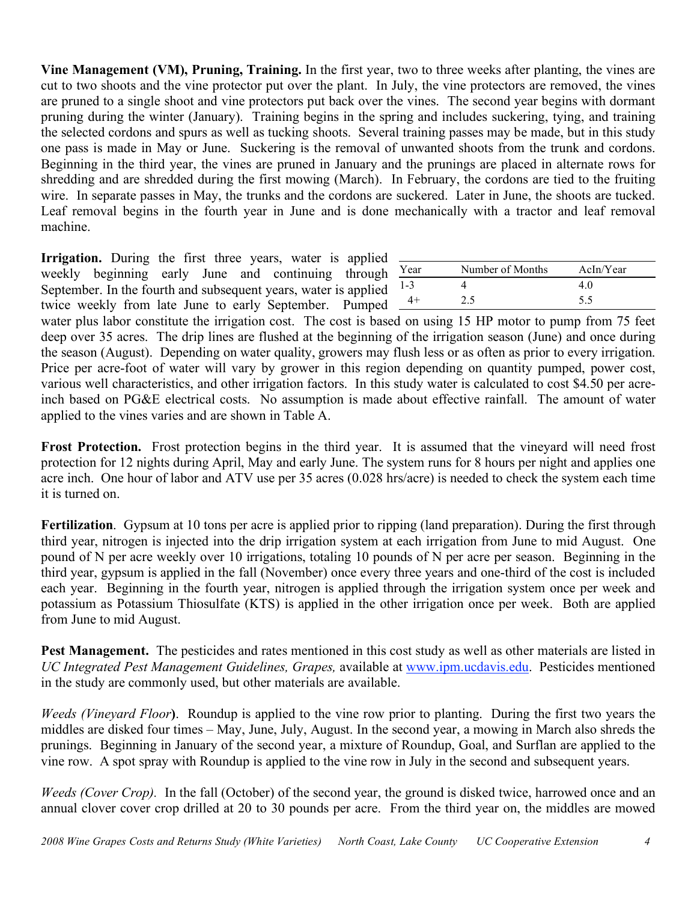**Vine Management (VM), Pruning, Training.** In the first year, two to three weeks after planting, the vines are cut to two shoots and the vine protector put over the plant. In July, the vine protectors are removed, the vines are pruned to a single shoot and vine protectors put back over the vines. The second year begins with dormant pruning during the winter (January). Training begins in the spring and includes suckering, tying, and training the selected cordons and spurs as well as tucking shoots. Several training passes may be made, but in this study one pass is made in May or June. Suckering is the removal of unwanted shoots from the trunk and cordons. Beginning in the third year, the vines are pruned in January and the prunings are placed in alternate rows for shredding and are shredded during the first mowing (March). In February, the cordons are tied to the fruiting wire. In separate passes in May, the trunks and the cordons are suckered. Later in June, the shoots are tucked. Leaf removal begins in the fourth year in June and is done mechanically with a tractor and leaf removal machine.

**Irrigation.** During the first three years, water is applied weekly beginning early June and continuing through September. In the fourth and subsequent years, water is applied twice weekly from late June to early September. Pumped water plus labor constitute the irrigation cost. The cost is based on using 15 HP motor to pump from 75 feet deep over 35 acres. The drip lines are flushed at the beginning of the irrigation season (June) and once during the season (August). Depending on water quality, growers may flush less or as often as prior to every irrigation. Price per acre-foot of water will vary by grower in this region depending on quantity pumped, power cost, various well characteristics, and other irrigation factors. In this study water is calculated to cost $4.50 per acre-inch based on PG&E electrical costs. No assumption is made about effective rainfall. The amount of water applied to the vines varies and are shown in Table A.

| Year | Number of Months | AcIn/Year |
|---|---|---|
| 1-3 | 4 | 4.0 |
| 4+ | 2.5 | 5.5 |

**Frost Protection.** Frost protection begins in the third year. It is assumed that the vineyard will need frost protection for 12 nights during April, May and early June. The system runs for 8 hours per night and applies one acre inch. One hour of labor and ATV use per 35 acres (0.028 hrs/acre) is needed to check the system each time it is turned on.

**Fertilization**. Gypsum at 10 tons per acre is applied prior to ripping (land preparation). During the first through third year, nitrogen is injected into the drip irrigation system at each irrigation from June to mid August. One pound of N per acre weekly over 10 irrigations, totaling 10 pounds of N per acre per season. Beginning in the third year, gypsum is applied in the fall (November) once every three years and one-third of the cost is included each year. Beginning in the fourth year, nitrogen is applied through the irrigation system once per week and potassium as Potassium Thiosulfate (KTS) is applied in the other irrigation once per week. Both are applied from June to mid August.

**Pest Management.** The pesticides and rates mentioned in this cost study as well as other materials are listed in *UC Integrated Pest Management Guidelines, Grapes,* available at www.ipm.ucdavis.edu. Pesticides mentioned in the study are commonly used, but other materials are available.

*Weeds (Vineyard Floor***)**. Roundup is applied to the vine row prior to planting. During the first two years the middles are disked four times – May, June, July, August. In the second year, a mowing in March also shreds the prunings. Beginning in January of the second year, a mixture of Roundup, Goal, and Surflan are applied to the vine row. A spot spray with Roundup is applied to the vine row in July in the second and subsequent years.

*Weeds (Cover Crop).* In the fall (October) of the second year, the ground is disked twice, harrowed once and an annual clover cover crop drilled at 20 to 30 pounds per acre. From the third year on, the middles are mowed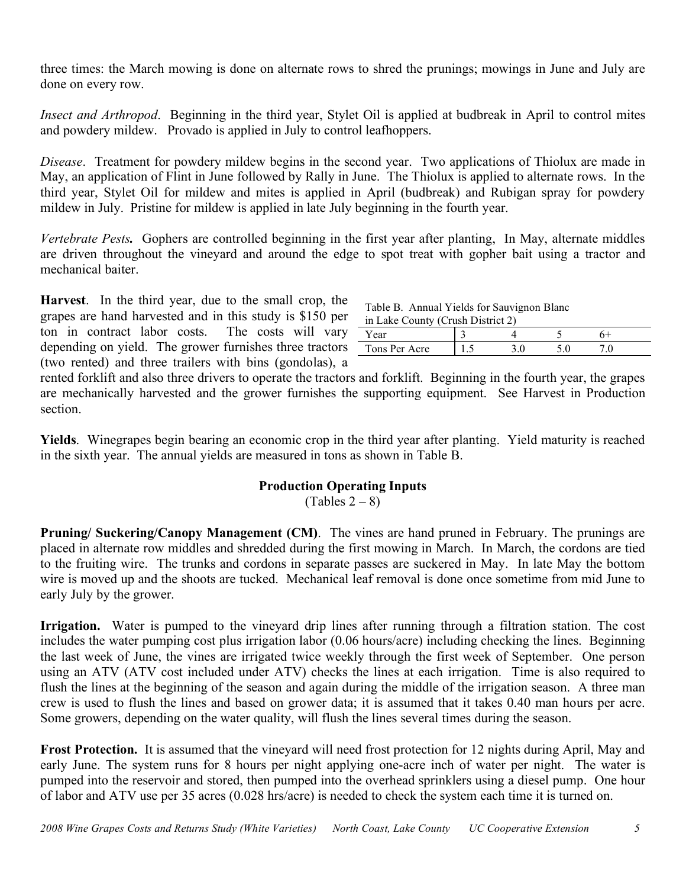three times: the March mowing is done on alternate rows to shred the prunings; mowings in June and July are done on every row.

*Insect and Arthropod*. Beginning in the third year, Stylet Oil is applied at budbreak in April to control mites and powdery mildew. Provado is applied in July to control leafhoppers.

*Disease*. Treatment for powdery mildew begins in the second year. Two applications of Thiolux are made in May, an application of Flint in June followed by Rally in June. The Thiolux is applied to alternate rows. In the third year, Stylet Oil for mildew and mites is applied in April (budbreak) and Rubigan spray for powdery mildew in July. Pristine for mildew is applied in late July beginning in the fourth year.

***Vertebrate Pests.*** Gophers are controlled beginning in the first year after planting, In May, alternate middles are driven throughout the vineyard and around the edge to spot treat with gopher bait using a tractor and mechanical baiter.

**Harvest**. In the third year, due to the small crop, the grapes are hand harvested and in this study is $150 per ton in contract labor costs. The costs will vary depending on yield. The grower furnishes three tractors (two rented) and three trailers with bins (gondolas), a rented forklift and also three drivers to operate the tractors and forklift. Beginning in the fourth year, the grapes are mechanically harvested and the grower furnishes the supporting equipment. See Harvest in Production section.

Table B. Annual Yields for Sauvignon Blanc in Lake County (Crush District 2)

| Year | 3 | 4 | 5 | 6+ |
|---|---|---|---|---|
| Tons Per Acre | 1.5 | 3.0 | 5.0 | 7.0 |

**Yields**. Winegrapes begin bearing an economic crop in the third year after planting. Yield maturity is reached in the sixth year. The annual yields are measured in tons as shown in Table B.

## Production Operating Inputs

(Tables 2 – 8)

**Pruning/ Suckering/Canopy Management (CM)**. The vines are hand pruned in February. The prunings are placed in alternate row middles and shredded during the first mowing in March. In March, the cordons are tied to the fruiting wire. The trunks and cordons in separate passes are suckered in May. In late May the bottom wire is moved up and the shoots are tucked. Mechanical leaf removal is done once sometime from mid June to early July by the grower.

**Irrigation.** Water is pumped to the vineyard drip lines after running through a filtration station. The cost includes the water pumping cost plus irrigation labor (0.06 hours/acre) including checking the lines. Beginning the last week of June, the vines are irrigated twice weekly through the first week of September. One person using an ATV (ATV cost included under ATV) checks the lines at each irrigation. Time is also required to flush the lines at the beginning of the season and again during the middle of the irrigation season. A three man crew is used to flush the lines and based on grower data; it is assumed that it takes 0.40 man hours per acre. Some growers, depending on the water quality, will flush the lines several times during the season.

**Frost Protection.** It is assumed that the vineyard will need frost protection for 12 nights during April, May and early June. The system runs for 8 hours per night applying one-acre inch of water per night. The water is pumped into the reservoir and stored, then pumped into the overhead sprinklers using a diesel pump. One hour of labor and ATV use per 35 acres (0.028 hrs/acre) is needed to check the system each time it is turned on.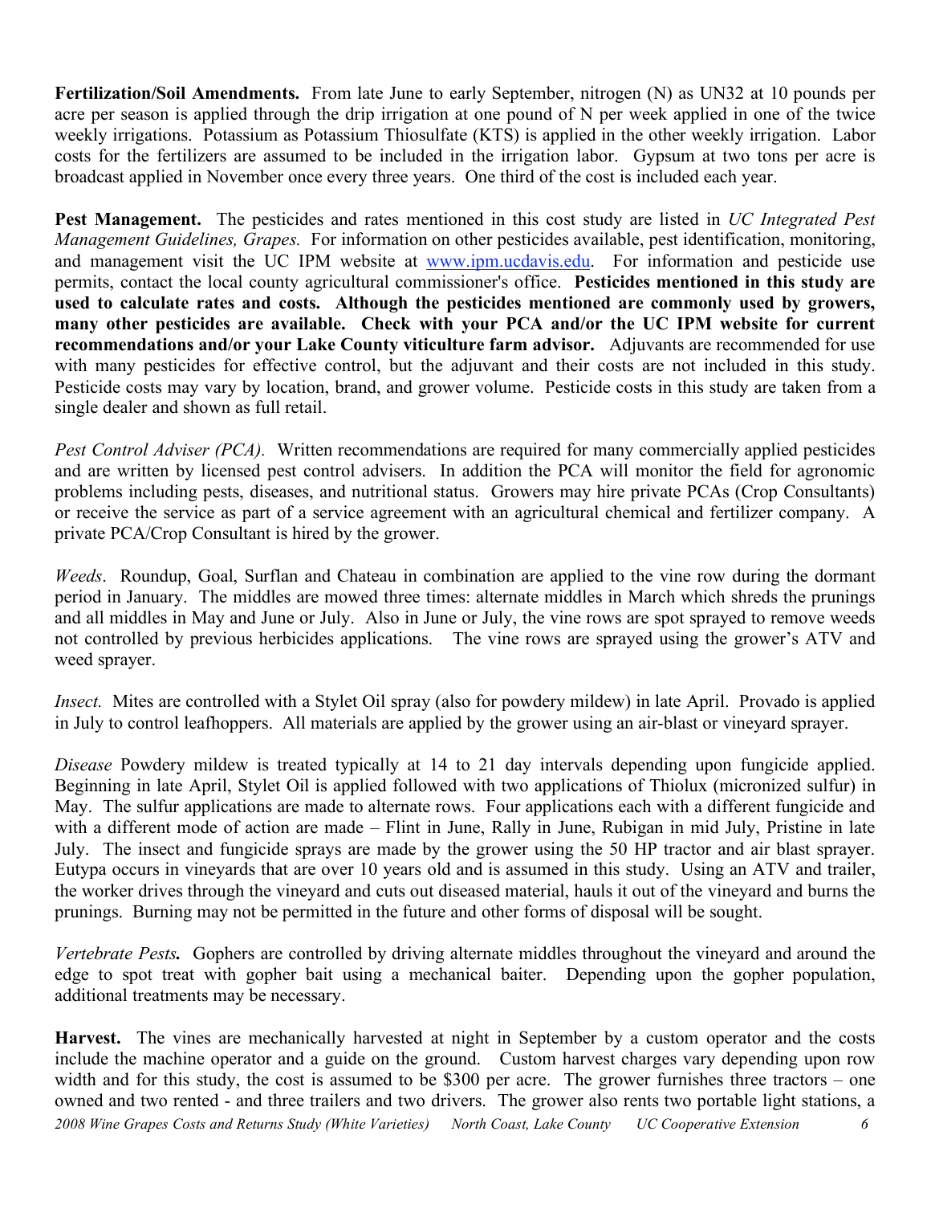**Fertilization/Soil Amendments.** From late June to early September, nitrogen (N) as UN32 at 10 pounds per acre per season is applied through the drip irrigation at one pound of N per week applied in one of the twice weekly irrigations. Potassium as Potassium Thiosulfate (KTS) is applied in the other weekly irrigation. Labor costs for the fertilizers are assumed to be included in the irrigation labor. Gypsum at two tons per acre is broadcast applied in November once every three years. One third of the cost is included each year.

**Pest Management.** The pesticides and rates mentioned in this cost study are listed in *UC Integrated Pest Management Guidelines, Grapes.* For information on other pesticides available, pest identification, monitoring, and management visit the UC IPM website at www.ipm.ucdavis.edu. For information and pesticide use permits, contact the local county agricultural commissioner's office. **Pesticides mentioned in this study are used to calculate rates and costs. Although the pesticides mentioned are commonly used by growers, many other pesticides are available. Check with your PCA and/or the UC IPM website for current recommendations and/or your Lake County viticulture farm advisor.** Adjuvants are recommended for use with many pesticides for effective control, but the adjuvant and their costs are not included in this study. Pesticide costs may vary by location, brand, and grower volume. Pesticide costs in this study are taken from a single dealer and shown as full retail.

*Pest Control Adviser (PCA).* Written recommendations are required for many commercially applied pesticides and are written by licensed pest control advisers. In addition the PCA will monitor the field for agronomic problems including pests, diseases, and nutritional status. Growers may hire private PCAs (Crop Consultants) or receive the service as part of a service agreement with an agricultural chemical and fertilizer company. A private PCA/Crop Consultant is hired by the grower.

*Weeds*. Roundup, Goal, Surflan and Chateau in combination are applied to the vine row during the dormant period in January. The middles are mowed three times: alternate middles in March which shreds the prunings and all middles in May and June or July. Also in June or July, the vine rows are spot sprayed to remove weeds not controlled by previous herbicides applications. The vine rows are sprayed using the grower's ATV and weed sprayer.

*Insect.* Mites are controlled with a Stylet Oil spray (also for powdery mildew) in late April. Provado is applied in July to control leafhoppers. All materials are applied by the grower using an air-blast or vineyard sprayer.

*Disease* Powdery mildew is treated typically at 14 to 21 day intervals depending upon fungicide applied. Beginning in late April, Stylet Oil is applied followed with two applications of Thiolux (micronized sulfur) in May. The sulfur applications are made to alternate rows. Four applications each with a different fungicide and with a different mode of action are made – Flint in June, Rally in June, Rubigan in mid July, Pristine in late July. The insect and fungicide sprays are made by the grower using the 50 HP tractor and air blast sprayer. Eutypa occurs in vineyards that are over 10 years old and is assumed in this study. Using an ATV and trailer, the worker drives through the vineyard and cuts out diseased material, hauls it out of the vineyard and burns the prunings. Burning may not be permitted in the future and other forms of disposal will be sought.

***Vertebrate Pests.*** Gophers are controlled by driving alternate middles throughout the vineyard and around the edge to spot treat with gopher bait using a mechanical baiter. Depending upon the gopher population, additional treatments may be necessary.

**Harvest.** The vines are mechanically harvested at night in September by a custom operator and the costs include the machine operator and a guide on the ground. Custom harvest charges vary depending upon row width and for this study, the cost is assumed to be $300 per acre. The grower furnishes three tractors – one owned and two rented - and three trailers and two drivers. The grower also rents two portable light stations, a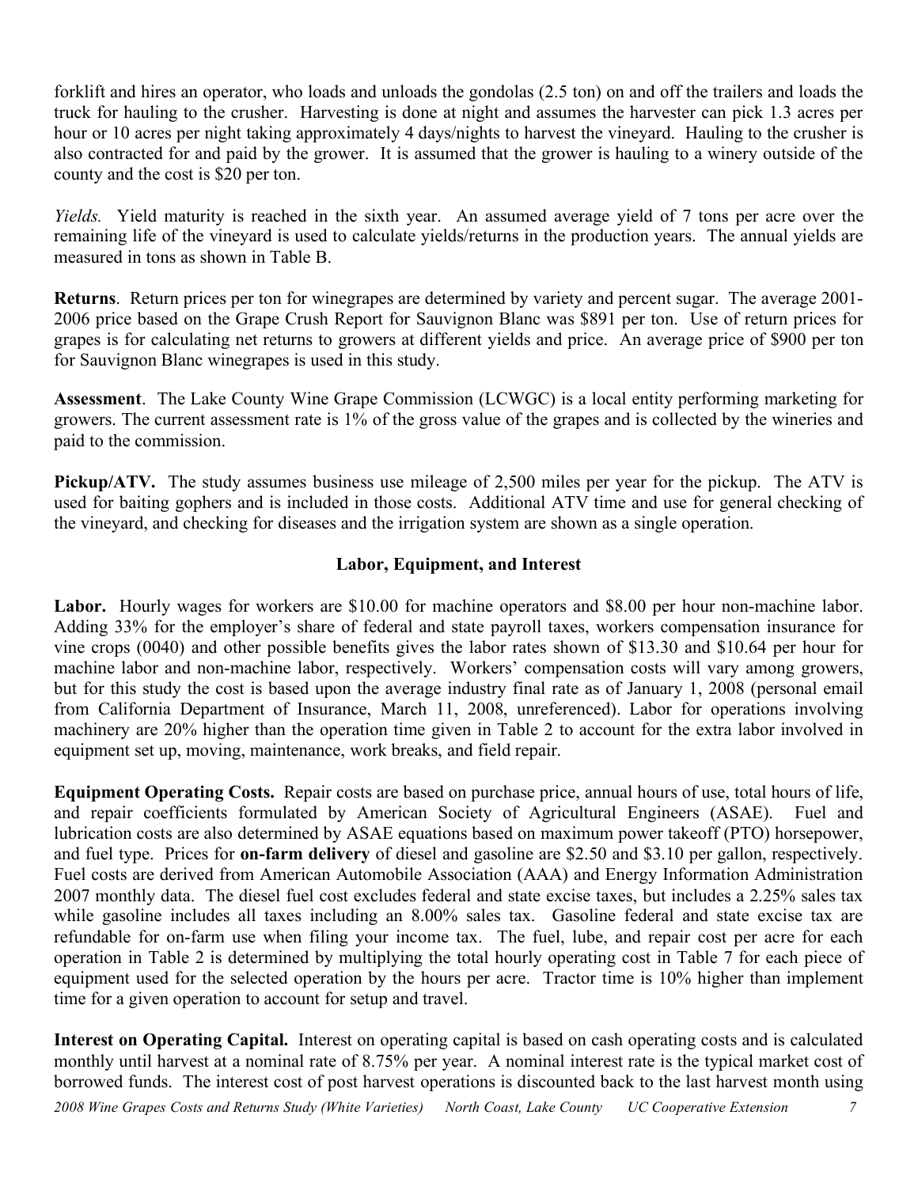forklift and hires an operator, who loads and unloads the gondolas (2.5 ton) on and off the trailers and loads the truck for hauling to the crusher. Harvesting is done at night and assumes the harvester can pick 1.3 acres per hour or 10 acres per night taking approximately 4 days/nights to harvest the vineyard. Hauling to the crusher is also contracted for and paid by the grower. It is assumed that the grower is hauling to a winery outside of the county and the cost is $20 per ton.

*Yields.* Yield maturity is reached in the sixth year. An assumed average yield of 7 tons per acre over the remaining life of the vineyard is used to calculate yields/returns in the production years. The annual yields are measured in tons as shown in Table B.

**Returns**. Return prices per ton for winegrapes are determined by variety and percent sugar. The average 2001-2006 price based on the Grape Crush Report for Sauvignon Blanc was $891 per ton. Use of return prices for grapes is for calculating net returns to growers at different yields and price. An average price of $900 per ton for Sauvignon Blanc winegrapes is used in this study.

**Assessment**. The Lake County Wine Grape Commission (LCWGC) is a local entity performing marketing for growers. The current assessment rate is 1% of the gross value of the grapes and is collected by the wineries and paid to the commission.

**Pickup/ATV.** The study assumes business use mileage of 2,500 miles per year for the pickup. The ATV is used for baiting gophers and is included in those costs. Additional ATV time and use for general checking of the vineyard, and checking for diseases and the irrigation system are shown as a single operation.

## Labor, Equipment, and Interest

**Labor.** Hourly wages for workers are $10.00 for machine operators and $8.00 per hour non-machine labor. Adding 33% for the employer's share of federal and state payroll taxes, workers compensation insurance for vine crops (0040) and other possible benefits gives the labor rates shown of $13.30 and $10.64 per hour for machine labor and non-machine labor, respectively. Workers' compensation costs will vary among growers, but for this study the cost is based upon the average industry final rate as of January 1, 2008 (personal email from California Department of Insurance, March 11, 2008, unreferenced). Labor for operations involving machinery are 20% higher than the operation time given in Table 2 to account for the extra labor involved in equipment set up, moving, maintenance, work breaks, and field repair.

**Equipment Operating Costs.** Repair costs are based on purchase price, annual hours of use, total hours of life, and repair coefficients formulated by American Society of Agricultural Engineers (ASAE). Fuel and lubrication costs are also determined by ASAE equations based on maximum power takeoff (PTO) horsepower, and fuel type. Prices for **on-farm delivery** of diesel and gasoline are $2.50 and $3.10 per gallon, respectively. Fuel costs are derived from American Automobile Association (AAA) and Energy Information Administration 2007 monthly data. The diesel fuel cost excludes federal and state excise taxes, but includes a 2.25% sales tax while gasoline includes all taxes including an 8.00% sales tax. Gasoline federal and state excise tax are refundable for on-farm use when filing your income tax. The fuel, lube, and repair cost per acre for each operation in Table 2 is determined by multiplying the total hourly operating cost in Table 7 for each piece of equipment used for the selected operation by the hours per acre. Tractor time is 10% higher than implement time for a given operation to account for setup and travel.

**Interest on Operating Capital.** Interest on operating capital is based on cash operating costs and is calculated monthly until harvest at a nominal rate of 8.75% per year. A nominal interest rate is the typical market cost of borrowed funds. The interest cost of post harvest operations is discounted back to the last harvest month using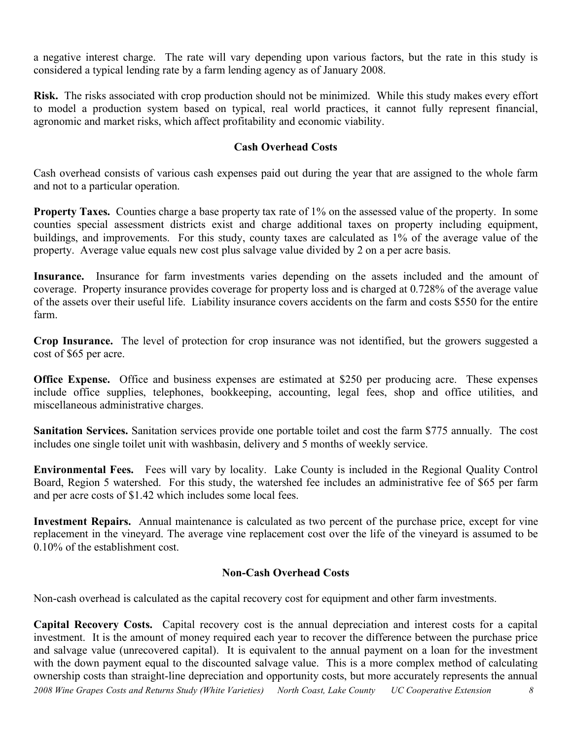a negative interest charge. The rate will vary depending upon various factors, but the rate in this study is considered a typical lending rate by a farm lending agency as of January 2008.

**Risk.** The risks associated with crop production should not be minimized. While this study makes every effort to model a production system based on typical, real world practices, it cannot fully represent financial, agronomic and market risks, which affect profitability and economic viability.

## Cash Overhead Costs

Cash overhead consists of various cash expenses paid out during the year that are assigned to the whole farm and not to a particular operation.

**Property Taxes.** Counties charge a base property tax rate of 1% on the assessed value of the property. In some counties special assessment districts exist and charge additional taxes on property including equipment, buildings, and improvements. For this study, county taxes are calculated as 1% of the average value of the property. Average value equals new cost plus salvage value divided by 2 on a per acre basis.

**Insurance.** Insurance for farm investments varies depending on the assets included and the amount of coverage. Property insurance provides coverage for property loss and is charged at 0.728% of the average value of the assets over their useful life. Liability insurance covers accidents on the farm and costs $550 for the entire farm.

**Crop Insurance.** The level of protection for crop insurance was not identified, but the growers suggested a cost of $65 per acre.

**Office Expense.** Office and business expenses are estimated at $250 per producing acre. These expenses include office supplies, telephones, bookkeeping, accounting, legal fees, shop and office utilities, and miscellaneous administrative charges.

**Sanitation Services.** Sanitation services provide one portable toilet and cost the farm $775 annually. The cost includes one single toilet unit with washbasin, delivery and 5 months of weekly service.

**Environmental Fees.** Fees will vary by locality. Lake County is included in the Regional Quality Control Board, Region 5 watershed. For this study, the watershed fee includes an administrative fee of $65 per farm and per acre costs of $1.42 which includes some local fees.

**Investment Repairs.** Annual maintenance is calculated as two percent of the purchase price, except for vine replacement in the vineyard. The average vine replacement cost over the life of the vineyard is assumed to be 0.10% of the establishment cost.

## Non-Cash Overhead Costs

Non-cash overhead is calculated as the capital recovery cost for equipment and other farm investments.

**Capital Recovery Costs.** Capital recovery cost is the annual depreciation and interest costs for a capital investment. It is the amount of money required each year to recover the difference between the purchase price and salvage value (unrecovered capital). It is equivalent to the annual payment on a loan for the investment with the down payment equal to the discounted salvage value. This is a more complex method of calculating ownership costs than straight-line depreciation and opportunity costs, but more accurately represents the annual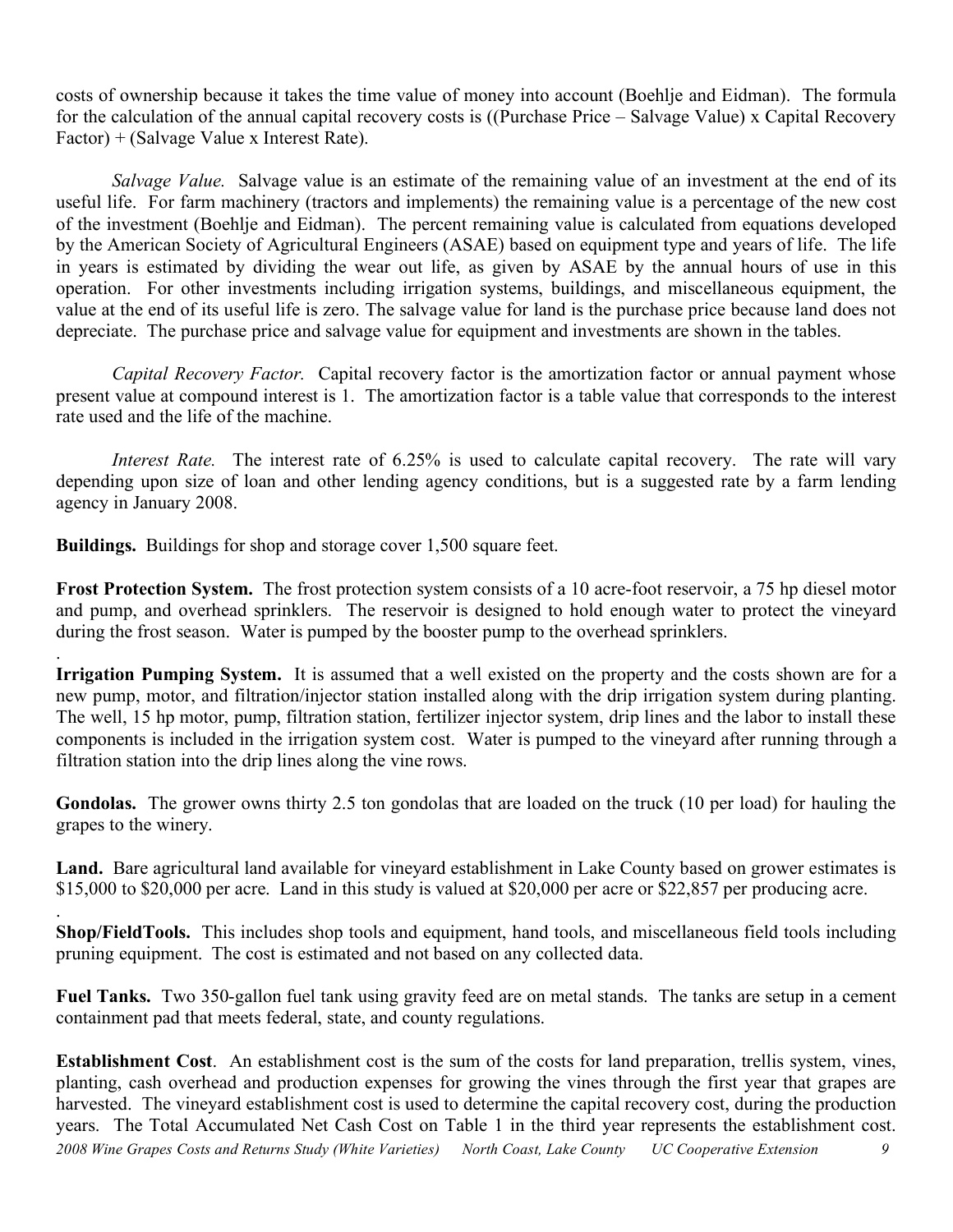costs of ownership because it takes the time value of money into account (Boehlje and Eidman). The formula for the calculation of the annual capital recovery costs is ((Purchase Price – Salvage Value) x Capital Recovery Factor) + (Salvage Value x Interest Rate).

*Salvage Value.* Salvage value is an estimate of the remaining value of an investment at the end of its useful life. For farm machinery (tractors and implements) the remaining value is a percentage of the new cost of the investment (Boehlje and Eidman). The percent remaining value is calculated from equations developed by the American Society of Agricultural Engineers (ASAE) based on equipment type and years of life. The life in years is estimated by dividing the wear out life, as given by ASAE by the annual hours of use in this operation. For other investments including irrigation systems, buildings, and miscellaneous equipment, the value at the end of its useful life is zero. The salvage value for land is the purchase price because land does not depreciate. The purchase price and salvage value for equipment and investments are shown in the tables.

*Capital Recovery Factor.* Capital recovery factor is the amortization factor or annual payment whose present value at compound interest is 1. The amortization factor is a table value that corresponds to the interest rate used and the life of the machine.

*Interest Rate.* The interest rate of 6.25% is used to calculate capital recovery. The rate will vary depending upon size of loan and other lending agency conditions, but is a suggested rate by a farm lending agency in January 2008.

**Buildings.** Buildings for shop and storage cover 1,500 square feet.

**Frost Protection System.** The frost protection system consists of a 10 acre-foot reservoir, a 75 hp diesel motor and pump, and overhead sprinklers. The reservoir is designed to hold enough water to protect the vineyard during the frost season. Water is pumped by the booster pump to the overhead sprinklers.

**Irrigation Pumping System.** It is assumed that a well existed on the property and the costs shown are for a new pump, motor, and filtration/injector station installed along with the drip irrigation system during planting. The well, 15 hp motor, pump, filtration station, fertilizer injector system, drip lines and the labor to install these components is included in the irrigation system cost. Water is pumped to the vineyard after running through a filtration station into the drip lines along the vine rows.

**Gondolas.** The grower owns thirty 2.5 ton gondolas that are loaded on the truck (10 per load) for hauling the grapes to the winery.

**Land.** Bare agricultural land available for vineyard establishment in Lake County based on grower estimates is \$15,000 to \$20,000 per acre. Land in this study is valued at \$20,000 per acre or \$22,857 per producing acre.

**Shop/FieldTools.** This includes shop tools and equipment, hand tools, and miscellaneous field tools including pruning equipment. The cost is estimated and not based on any collected data.

**Fuel Tanks.** Two 350-gallon fuel tank using gravity feed are on metal stands. The tanks are setup in a cement containment pad that meets federal, state, and county regulations.

**Establishment Cost**. An establishment cost is the sum of the costs for land preparation, trellis system, vines, planting, cash overhead and production expenses for growing the vines through the first year that grapes are harvested. The vineyard establishment cost is used to determine the capital recovery cost, during the production years. The Total Accumulated Net Cash Cost on Table 1 in the third year represents the establishment cost.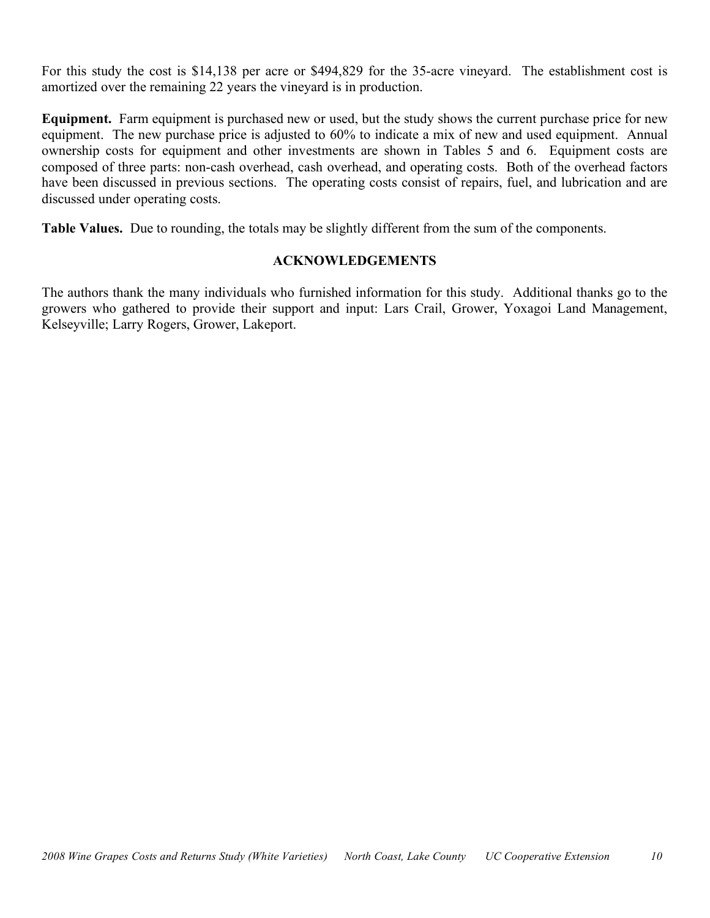For this study the cost is $14,138 per acre or $494,829 for the 35-acre vineyard. The establishment cost is amortized over the remaining 22 years the vineyard is in production.

**Equipment.** Farm equipment is purchased new or used, but the study shows the current purchase price for new equipment. The new purchase price is adjusted to 60% to indicate a mix of new and used equipment. Annual ownership costs for equipment and other investments are shown in Tables 5 and 6. Equipment costs are composed of three parts: non-cash overhead, cash overhead, and operating costs. Both of the overhead factors have been discussed in previous sections. The operating costs consist of repairs, fuel, and lubrication and are discussed under operating costs.

**Table Values.** Due to rounding, the totals may be slightly different from the sum of the components.

## ACKNOWLEDGEMENTS

The authors thank the many individuals who furnished information for this study. Additional thanks go to the growers who gathered to provide their support and input: Lars Crail, Grower, Yoxagoi Land Management, Kelseyville; Larry Rogers, Grower, Lakeport.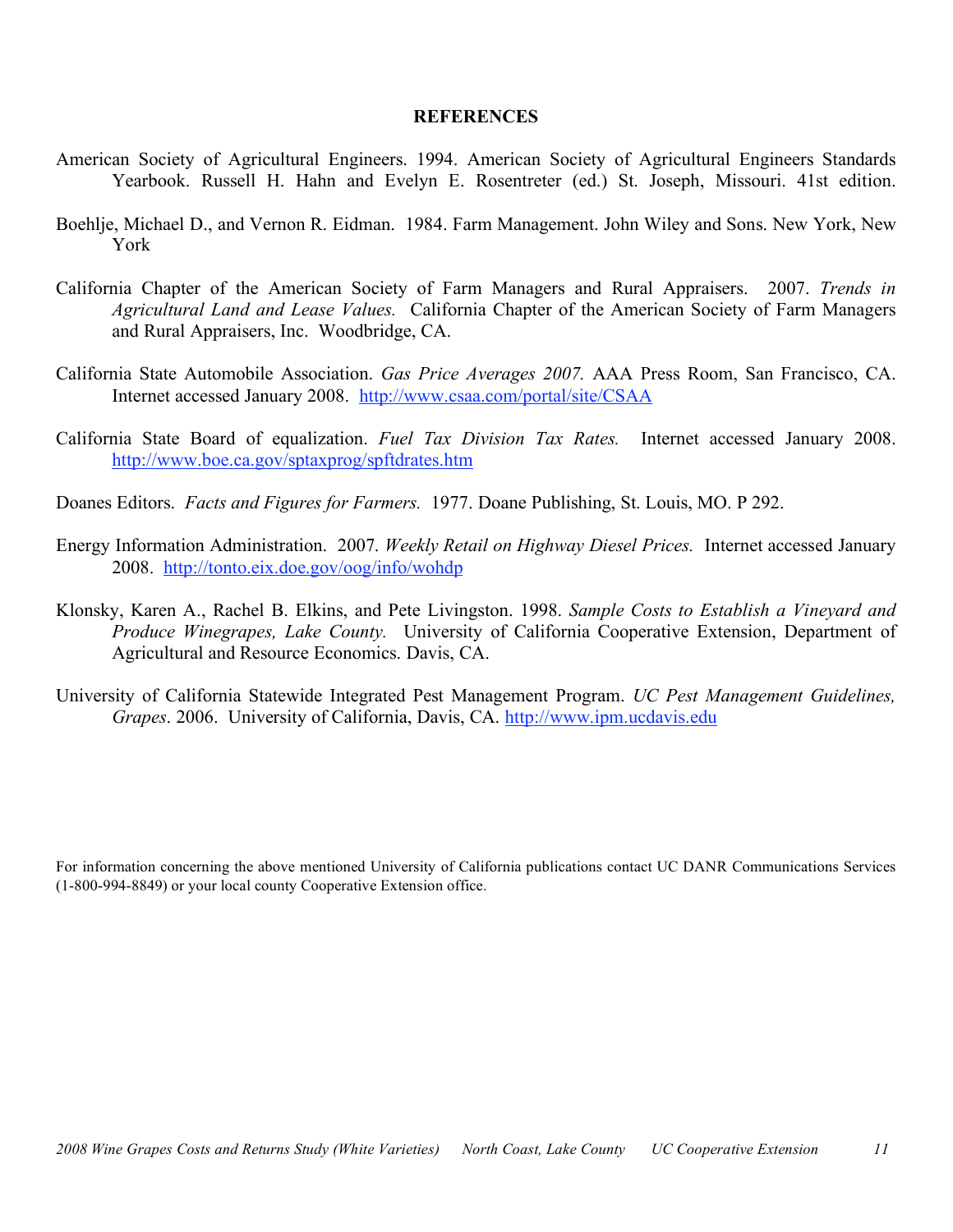## REFERENCES

American Society of Agricultural Engineers. 1994. American Society of Agricultural Engineers Standards Yearbook. Russell H. Hahn and Evelyn E. Rosentreter (ed.) St. Joseph, Missouri. 41st edition.

Boehlje, Michael D., and Vernon R. Eidman. 1984. Farm Management. John Wiley and Sons. New York, New York

California Chapter of the American Society of Farm Managers and Rural Appraisers. 2007. *Trends in Agricultural Land and Lease Values.* California Chapter of the American Society of Farm Managers and Rural Appraisers, Inc. Woodbridge, CA.

California State Automobile Association. *Gas Price Averages 2007.* AAA Press Room, San Francisco, CA. Internet accessed January 2008. http://www.csaa.com/portal/site/CSAA

California State Board of equalization. *Fuel Tax Division Tax Rates.* Internet accessed January 2008. http://www.boe.ca.gov/sptaxprog/spftdrates.htm

Doanes Editors. *Facts and Figures for Farmers.* 1977. Doane Publishing, St. Louis, MO. P 292.

Energy Information Administration. 2007. *Weekly Retail on Highway Diesel Prices.* Internet accessed January 2008. http://tonto.eix.doe.gov/oog/info/wohdp

Klonsky, Karen A., Rachel B. Elkins, and Pete Livingston. 1998. *Sample Costs to Establish a Vineyard and Produce Winegrapes, Lake County.* University of California Cooperative Extension, Department of Agricultural and Resource Economics. Davis, CA.

University of California Statewide Integrated Pest Management Program. *UC Pest Management Guidelines, Grapes*. 2006. University of California, Davis, CA. http://www.ipm.ucdavis.edu

For information concerning the above mentioned University of California publications contact UC DANR Communications Services (1-800-994-8849) or your local county Cooperative Extension office.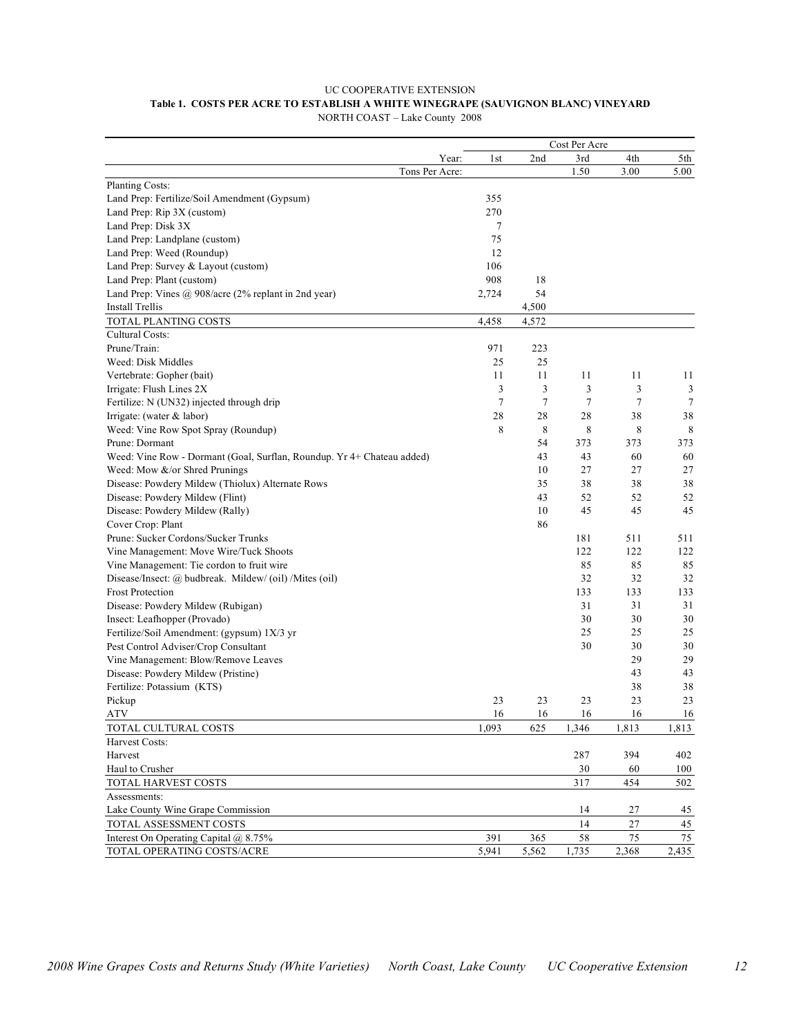UC COOPERATIVE EXTENSION

**Table 1. COSTS PER ACRE TO ESTABLISH A WHITE WINEGRAPE (SAUVIGNON BLANC) VINEYARD**

NORTH COAST – Lake County 2008

| | Cost Per Acre | | | | |
|---|---|---|---|---|---|
| Year: | 1st | 2nd | 3rd | 4th | 5th |
| Tons Per Acre: | | | 1.50 | 3.00 | 5.00 |
| Planting Costs: | | | | | |
| Land Prep: Fertilize/Soil Amendment (Gypsum) | 355 | | | | |
| Land Prep: Rip 3X (custom) | 270 | | | | |
| Land Prep: Disk 3X | 7 | | | | |
| Land Prep: Landplane (custom) | 75 | | | | |
| Land Prep: Weed (Roundup) | 12 | | | | |
| Land Prep: Survey & Layout (custom) | 106 | | | | |
| Land Prep: Plant (custom) | 908 | 18 | | | |
| Land Prep: Vines @ 908/acre (2% replant in 2nd year) | 2,724 | 54 | | | |
| Install Trellis | | 4,500 | | | |
| TOTAL PLANTING COSTS | 4,458 | 4,572 | | | |
| Cultural Costs: | | | | | |
| Prune/Train: | 971 | 223 | | | |
| Weed: Disk Middles | 25 | 25 | | | |
| Vertebrate: Gopher (bait) | 11 | 11 | 11 | 11 | 11 |
| Irrigate: Flush Lines 2X | 3 | 3 | 3 | 3 | 3 |
| Fertilize: N (UN32) injected through drip | 7 | 7 | 7 | 7 | 7 |
| Irrigate: (water & labor) | 28 | 28 | 28 | 38 | 38 |
| Weed: Vine Row Spot Spray (Roundup) | 8 | 8 | 8 | 8 | 8 |
| Prune: Dormant | | 54 | 373 | 373 | 373 |
| Weed: Vine Row - Dormant (Goal, Surflan, Roundup. Yr 4+ Chateau added) | | 43 | 43 | 60 | 60 |
| Weed: Mow &/or Shred Prunings | | 10 | 27 | 27 | 27 |
| Disease: Powdery Mildew (Thiolux) Alternate Rows | | 35 | 38 | 38 | 38 |
| Disease: Powdery Mildew (Flint) | | 43 | 52 | 52 | 52 |
| Disease: Powdery Mildew (Rally) | | 10 | 45 | 45 | 45 |
| Cover Crop: Plant | | 86 | | | |
| Prune: Sucker Cordons/Sucker Trunks | | | 181 | 511 | 511 |
| Vine Management: Move Wire/Tuck Shoots | | | 122 | 122 | 122 |
| Vine Management: Tie cordon to fruit wire | | | 85 | 85 | 85 |
| Disease/Insect: @ budbreak. Mildew/ (oil) /Mites (oil) | | | 32 | 32 | 32 |
| Frost Protection | | | 133 | 133 | 133 |
| Disease: Powdery Mildew (Rubigan) | | | 31 | 31 | 31 |
| Insect: Leafhopper (Provado) | | | 30 | 30 | 30 |
| Fertilize/Soil Amendment: (gypsum) 1X/3 yr | | | 25 | 25 | 25 |
| Pest Control Adviser/Crop Consultant | | | 30 | 30 | 30 |
| Vine Management: Blow/Remove Leaves | | | | 29 | 29 |
| Disease: Powdery Mildew (Pristine) | | | | 43 | 43 |
| Fertilize: Potassium (KTS) | | | | 38 | 38 |
| Pickup | 23 | 23 | 23 | 23 | 23 |
| ATV | 16 | 16 | 16 | 16 | 16 |
| TOTAL CULTURAL COSTS | 1,093 | 625 | 1,346 | 1,813 | 1,813 |
| Harvest Costs: | | | | | |
| Harvest | | | 287 | 394 | 402 |
| Haul to Crusher | | | 30 | 60 | 100 |
| TOTAL HARVEST COSTS | | | 317 | 454 | 502 |
| Assessments: | | | | | |
| Lake County Wine Grape Commission | | | 14 | 27 | 45 |
| TOTAL ASSESSMENT COSTS | | | 14 | 27 | 45 |
| Interest On Operating Capital @ 8.75% | 391 | 365 | 58 | 75 | 75 |
| TOTAL OPERATING COSTS/ACRE | 5,941 | 5,562 | 1,735 | 2,368 | 2,435 |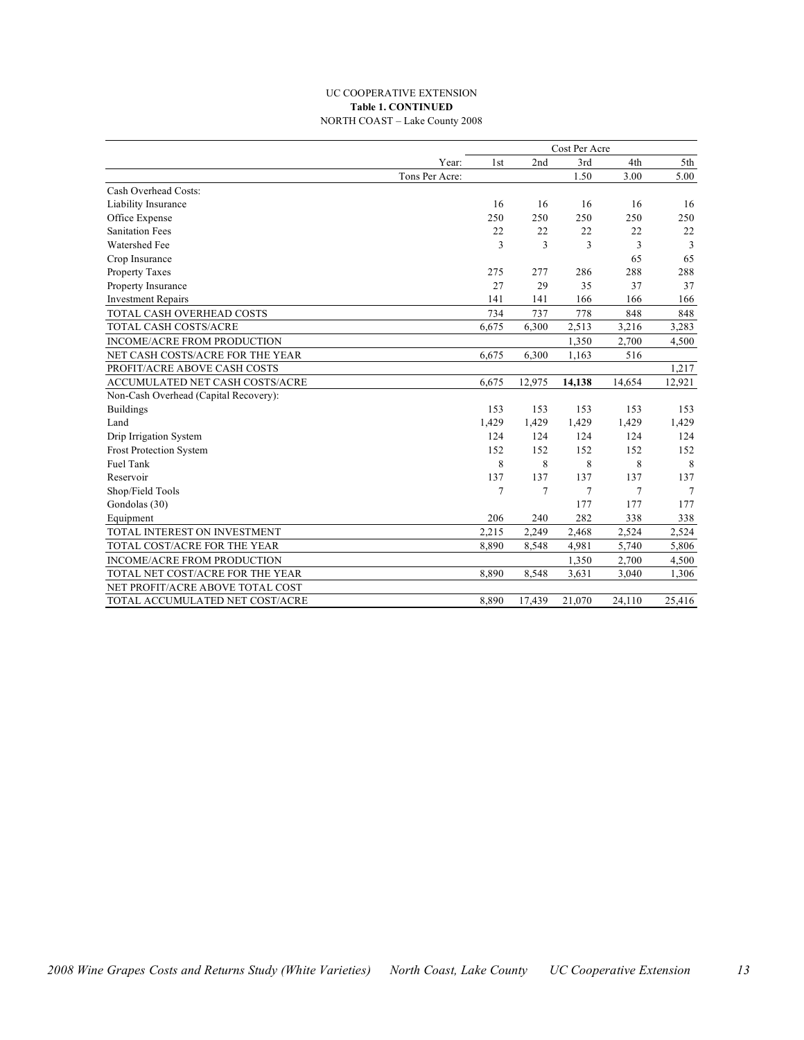UC COOPERATIVE EXTENSION

**Table 1. CONTINUED**

NORTH COAST – Lake County 2008

| | Cost Per Acre | | | | |
|---|---|---|---|---|---|
| Year: | 1st | 2nd | 3rd | 4th | 5th |
| Tons Per Acre: | | | 1.50 | 3.00 | 5.00 |
| Cash Overhead Costs: | | | | | |
| Liability Insurance | 16 | 16 | 16 | 16 | 16 |
| Office Expense | 250 | 250 | 250 | 250 | 250 |
| Sanitation Fees | 22 | 22 | 22 | 22 | 22 |
| Watershed Fee | 3 | 3 | 3 | 3 | 3 |
| Crop Insurance | | | | 65 | 65 |
| Property Taxes | 275 | 277 | 286 | 288 | 288 |
| Property Insurance | 27 | 29 | 35 | 37 | 37 |
| Investment Repairs | 141 | 141 | 166 | 166 | 166 |
| TOTAL CASH OVERHEAD COSTS | 734 | 737 | 778 | 848 | 848 |
| TOTAL CASH COSTS/ACRE | 6,675 | 6,300 | 2,513 | 3,216 | 3,283 |
| INCOME/ACRE FROM PRODUCTION | | | 1,350 | 2,700 | 4,500 |
| NET CASH COSTS/ACRE FOR THE YEAR | 6,675 | 6,300 | 1,163 | 516 | |
| PROFIT/ACRE ABOVE CASH COSTS | | | | | 1,217 |
| ACCUMULATED NET CASH COSTS/ACRE | 6,675 | 12,975 | **14,138** | 14,654 | 12,921 |
| Non-Cash Overhead (Capital Recovery): | | | | | |
| Buildings | 153 | 153 | 153 | 153 | 153 |
| Land | 1,429 | 1,429 | 1,429 | 1,429 | 1,429 |
| Drip Irrigation System | 124 | 124 | 124 | 124 | 124 |
| Frost Protection System | 152 | 152 | 152 | 152 | 152 |
| Fuel Tank | 8 | 8 | 8 | 8 | 8 |
| Reservoir | 137 | 137 | 137 | 137 | 137 |
| Shop/Field Tools | 7 | 7 | 7 | 7 | 7 |
| Gondolas (30) | | | 177 | 177 | 177 |
| Equipment | 206 | 240 | 282 | 338 | 338 |
| TOTAL INTEREST ON INVESTMENT | 2,215 | 2,249 | 2,468 | 2,524 | 2,524 |
| TOTAL COST/ACRE FOR THE YEAR | 8,890 | 8,548 | 4,981 | 5,740 | 5,806 |
| INCOME/ACRE FROM PRODUCTION | | | 1,350 | 2,700 | 4,500 |
| TOTAL NET COST/ACRE FOR THE YEAR | 8,890 | 8,548 | 3,631 | 3,040 | 1,306 |
| NET PROFIT/ACRE ABOVE TOTAL COST | | | | | |
| TOTAL ACCUMULATED NET COST/ACRE | 8,890 | 17,439 | 21,070 | 24,110 | 25,416 |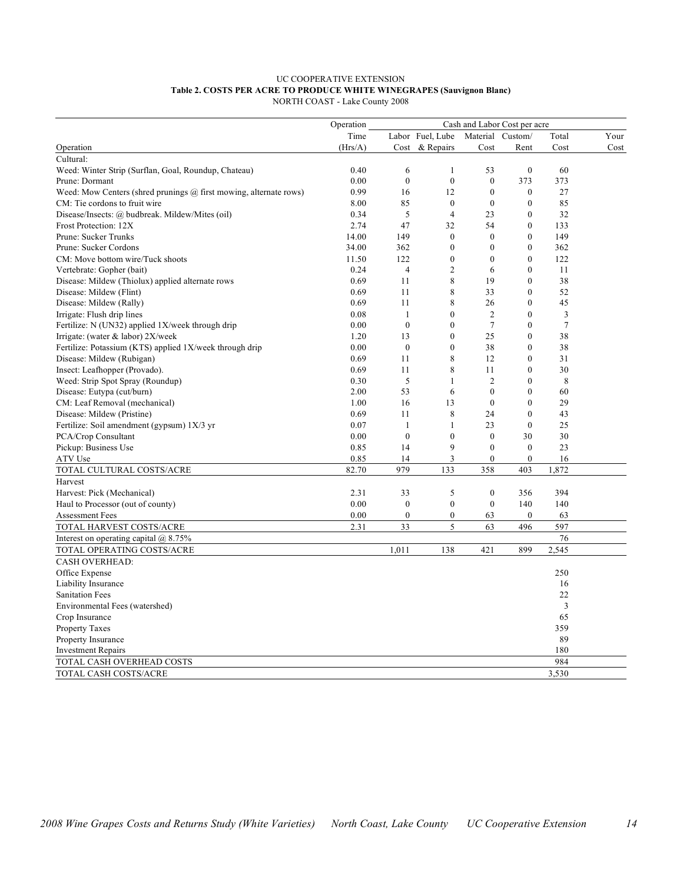UC COOPERATIVE EXTENSION

**Table 2. COSTS PER ACRE TO PRODUCE WHITE WINEGRAPES (Sauvignon Blanc)**

NORTH COAST - Lake County 2008

| | Operation | Cash and Labor Cost per acre | | | | | |
|---|---|---|---|---|---|---|---|
| | Time | Labor | Fuel, Lube | Material | Custom/ | Total | Your |
| Operation | (Hrs/A) | Cost | & Repairs | Cost | Rent | Cost | Cost |
| Cultural: | | | | | | | |
| Weed: Winter Strip (Surflan, Goal, Roundup, Chateau) | 0.40 | 6 | 1 | 53 | 0 | 60 | |
| Prune: Dormant | 0.00 | 0 | 0 | 0 | 373 | 373 | |
| Weed: Mow Centers (shred prunings @ first mowing, alternate rows) | 0.99 | 16 | 12 | 0 | 0 | 27 | |
| CM: Tie cordons to fruit wire | 8.00 | 85 | 0 | 0 | 0 | 85 | |
| Disease/Insects: @ budbreak. Mildew/Mites (oil) | 0.34 | 5 | 4 | 23 | 0 | 32 | |
| Frost Protection: 12X | 2.74 | 47 | 32 | 54 | 0 | 133 | |
| Prune: Sucker Trunks | 14.00 | 149 | 0 | 0 | 0 | 149 | |
| Prune: Sucker Cordons | 34.00 | 362 | 0 | 0 | 0 | 362 | |
| CM: Move bottom wire/Tuck shoots | 11.50 | 122 | 0 | 0 | 0 | 122 | |
| Vertebrate: Gopher (bait) | 0.24 | 4 | 2 | 6 | 0 | 11 | |
| Disease: Mildew (Thiolux) applied alternate rows | 0.69 | 11 | 8 | 19 | 0 | 38 | |
| Disease: Mildew (Flint) | 0.69 | 11 | 8 | 33 | 0 | 52 | |
| Disease: Mildew (Rally) | 0.69 | 11 | 8 | 26 | 0 | 45 | |
| Irrigate: Flush drip lines | 0.08 | 1 | 0 | 2 | 0 | 3 | |
| Fertilize: N (UN32) applied 1X/week through drip | 0.00 | 0 | 0 | 7 | 0 | 7 | |
| Irrigate: (water & labor) 2X/week | 1.20 | 13 | 0 | 25 | 0 | 38 | |
| Fertilize: Potassium (KTS) applied 1X/week through drip | 0.00 | 0 | 0 | 38 | 0 | 38 | |
| Disease: Mildew (Rubigan) | 0.69 | 11 | 8 | 12 | 0 | 31 | |
| Insect: Leafhopper (Provado). | 0.69 | 11 | 8 | 11 | 0 | 30 | |
| Weed: Strip Spot Spray (Roundup) | 0.30 | 5 | 1 | 2 | 0 | 8 | |
| Disease: Eutypa (cut/burn) | 2.00 | 53 | 6 | 0 | 0 | 60 | |
| CM: Leaf Removal (mechanical) | 1.00 | 16 | 13 | 0 | 0 | 29 | |
| Disease: Mildew (Pristine) | 0.69 | 11 | 8 | 24 | 0 | 43 | |
| Fertilize: Soil amendment (gypsum) 1X/3 yr | 0.07 | 1 | 1 | 23 | 0 | 25 | |
| PCA/Crop Consultant | 0.00 | 0 | 0 | 0 | 30 | 30 | |
| Pickup: Business Use | 0.85 | 14 | 9 | 0 | 0 | 23 | |
| ATV Use | 0.85 | 14 | 3 | 0 | 0 | 16 | |
| TOTAL CULTURAL COSTS/ACRE | 82.70 | 979 | 133 | 358 | 403 | 1,872 | |
| Harvest | | | | | | | |
| Harvest: Pick (Mechanical) | 2.31 | 33 | 5 | 0 | 356 | 394 | |
| Haul to Processor (out of county) | 0.00 | 0 | 0 | 0 | 140 | 140 | |
| Assessment Fees | 0.00 | 0 | 0 | 63 | 0 | 63 | |
| TOTAL HARVEST COSTS/ACRE | 2.31 | 33 | 5 | 63 | 496 | 597 | |
| Interest on operating capital @ 8.75% | | | | | | 76 | |
| TOTAL OPERATING COSTS/ACRE | | 1,011 | 138 | 421 | 899 | 2,545 | |
| CASH OVERHEAD: | | | | | | | |
| Office Expense | | | | | | 250 | |
| Liability Insurance | | | | | | 16 | |
| Sanitation Fees | | | | | | 22 | |
| Environmental Fees (watershed) | | | | | | 3 | |
| Crop Insurance | | | | | | 65 | |
| Property Taxes | | | | | | 359 | |
| Property Insurance | | | | | | 89 | |
| Investment Repairs | | | | | | 180 | |
| TOTAL CASH OVERHEAD COSTS | | | | | | 984 | |
| TOTAL CASH COSTS/ACRE | | | | | | 3,530 | |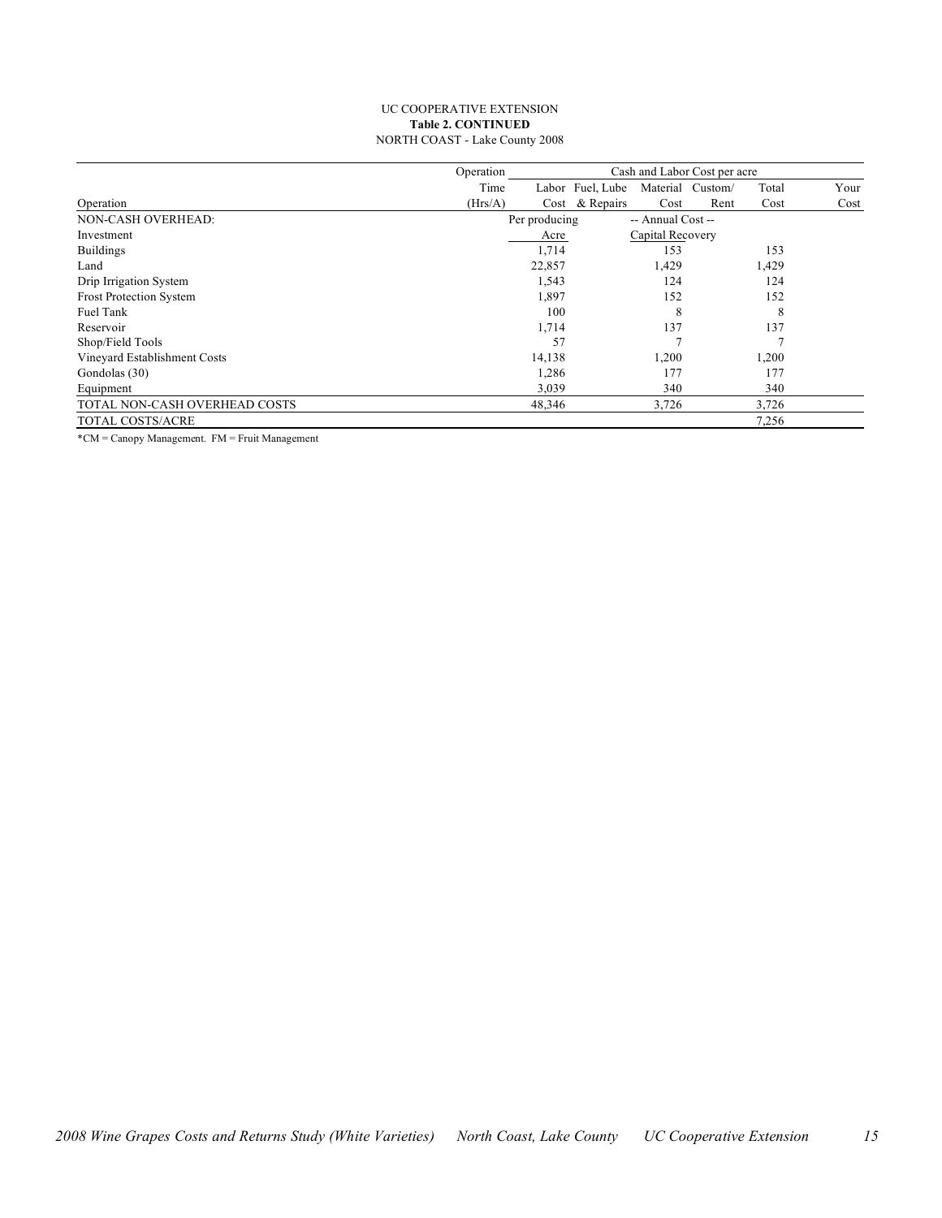UC COOPERATIVE EXTENSION
**Table 2. CONTINUED**
NORTH COAST - Lake County 2008

| Operation | Operation Time (Hrs/A) | Labor Cost | Fuel, Lube & Repairs | Material Cost | Custom/ Rent | Total Cost | Your Cost |
|---|---|---|---|---|---|---|---|
| NON-CASH OVERHEAD: | | Per producing | | -- Annual Cost -- | | | |
| Investment | | Acre | | Capital Recovery | | | |
| Buildings | | 1,714 | | 153 | | 153 | |
| Land | | 22,857 | | 1,429 | | 1,429 | |
| Drip Irrigation System | | 1,543 | | 124 | | 124 | |
| Frost Protection System | | 1,897 | | 152 | | 152 | |
| Fuel Tank | | 100 | | 8 | | 8 | |
| Reservoir | | 1,714 | | 137 | | 137 | |
| Shop/Field Tools | | 57 | | 7 | | 7 | |
| Vineyard Establishment Costs | | 14,138 | | 1,200 | | 1,200 | |
| Gondolas (30) | | 1,286 | | 177 | | 177 | |
| Equipment | | 3,039 | | 340 | | 340 | |
| TOTAL NON-CASH OVERHEAD COSTS | | 48,346 | | 3,726 | | 3,726 | |
| TOTAL COSTS/ACRE | | | | | | 7,256 | |

*CM = Canopy Management. FM = Fruit Management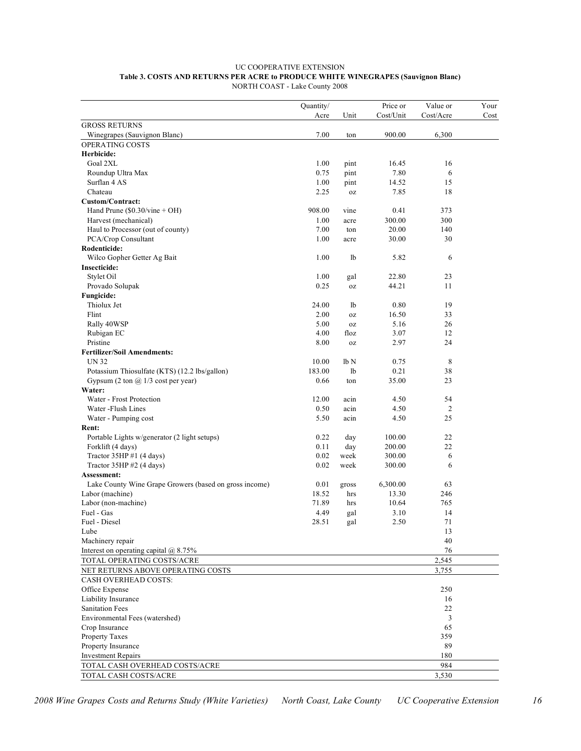UC COOPERATIVE EXTENSION

**Table 3. COSTS AND RETURNS PER ACRE to PRODUCE WHITE WINEGRAPES (Sauvignon Blanc)**

NORTH COAST - Lake County 2008

| | Quantity/ Acre | Unit | Price or Cost/Unit | Value or Cost/Acre | Your Cost |
|---|---|---|---|---|---|
| GROSS RETURNS | | | | | |
| Winegrapes (Sauvignon Blanc) | 7.00 | ton | 900.00 | 6,300 | |
| OPERATING COSTS | | | | | |
| **Herbicide:** | | | | | |
| Goal 2XL | 1.00 | pint | 16.45 | 16 | |
| Roundup Ultra Max | 0.75 | pint | 7.80 | 6 | |
| Surflan 4 AS | 1.00 | pint | 14.52 | 15 | |
| Chateau | 2.25 | oz | 7.85 | 18 | |
| **Custom/Contract:** | | | | | |
| Hand Prune ($0.30/vine + OH) | 908.00 | vine | 0.41 | 373 | |
| Harvest (mechanical) | 1.00 | acre | 300.00 | 300 | |
| Haul to Processor (out of county) | 7.00 | ton | 20.00 | 140 | |
| PCA/Crop Consultant | 1.00 | acre | 30.00 | 30 | |
| **Rodenticide:** | | | | | |
| Wilco Gopher Getter Ag Bait | 1.00 | lb | 5.82 | 6 | |
| **Insecticide:** | | | | | |
| Stylet Oil | 1.00 | gal | 22.80 | 23 | |
| Provado Solupak | 0.25 | oz | 44.21 | 11 | |
| **Fungicide:** | | | | | |
| Thiolux Jet | 24.00 | lb | 0.80 | 19 | |
| Flint | 2.00 | oz | 16.50 | 33 | |
| Rally 40WSP | 5.00 | oz | 5.16 | 26 | |
| Rubigan EC | 4.00 | floz | 3.07 | 12 | |
| Pristine | 8.00 | oz | 2.97 | 24 | |
| **Fertilizer/Soil Amendments:** | | | | | |
| UN 32 | 10.00 | lb N | 0.75 | 8 | |
| Potassium Thiosulfate (KTS) (12.2 lbs/gallon) | 183.00 | lb | 0.21 | 38 | |
| Gypsum (2 ton @ 1/3 cost per year) | 0.66 | ton | 35.00 | 23 | |
| **Water:** | | | | | |
| Water - Frost Protection | 12.00 | acin | 4.50 | 54 | |
| Water -Flush Lines | 0.50 | acin | 4.50 | 2 | |
| Water - Pumping cost | 5.50 | acin | 4.50 | 25 | |
| **Rent:** | | | | | |
| Portable Lights w/generator (2 light setups) | 0.22 | day | 100.00 | 22 | |
| Forklift (4 days) | 0.11 | day | 200.00 | 22 | |
| Tractor 35HP #1 (4 days) | 0.02 | week | 300.00 | 6 | |
| Tractor 35HP #2 (4 days) | 0.02 | week | 300.00 | 6 | |
| **Assessment:** | | | | | |
| Lake County Wine Grape Growers (based on gross income) | 0.01 | gross | 6,300.00 | 63 | |
| Labor (machine) | 18.52 | hrs | 13.30 | 246 | |
| Labor (non-machine) | 71.89 | hrs | 10.64 | 765 | |
| Fuel - Gas | 4.49 | gal | 3.10 | 14 | |
| Fuel - Diesel | 28.51 | gal | 2.50 | 71 | |
| Lube | | | | 13 | |
| Machinery repair | | | | 40 | |
| Interest on operating capital @ 8.75% | | | | 76 | |
| TOTAL OPERATING COSTS/ACRE | | | | 2,545 | |
| NET RETURNS ABOVE OPERATING COSTS | | | | 3,755 | |
| CASH OVERHEAD COSTS: | | | | | |
| Office Expense | | | | 250 | |
| Liability Insurance | | | | 16 | |
| Sanitation Fees | | | | 22 | |
| Environmental Fees (watershed) | | | | 3 | |
| Crop Insurance | | | | 65 | |
| Property Taxes | | | | 359 | |
| Property Insurance | | | | 89 | |
| Investment Repairs | | | | 180 | |
| TOTAL CASH OVERHEAD COSTS/ACRE | | | | 984 | |
| TOTAL CASH COSTS/ACRE | | | | 3,530 | |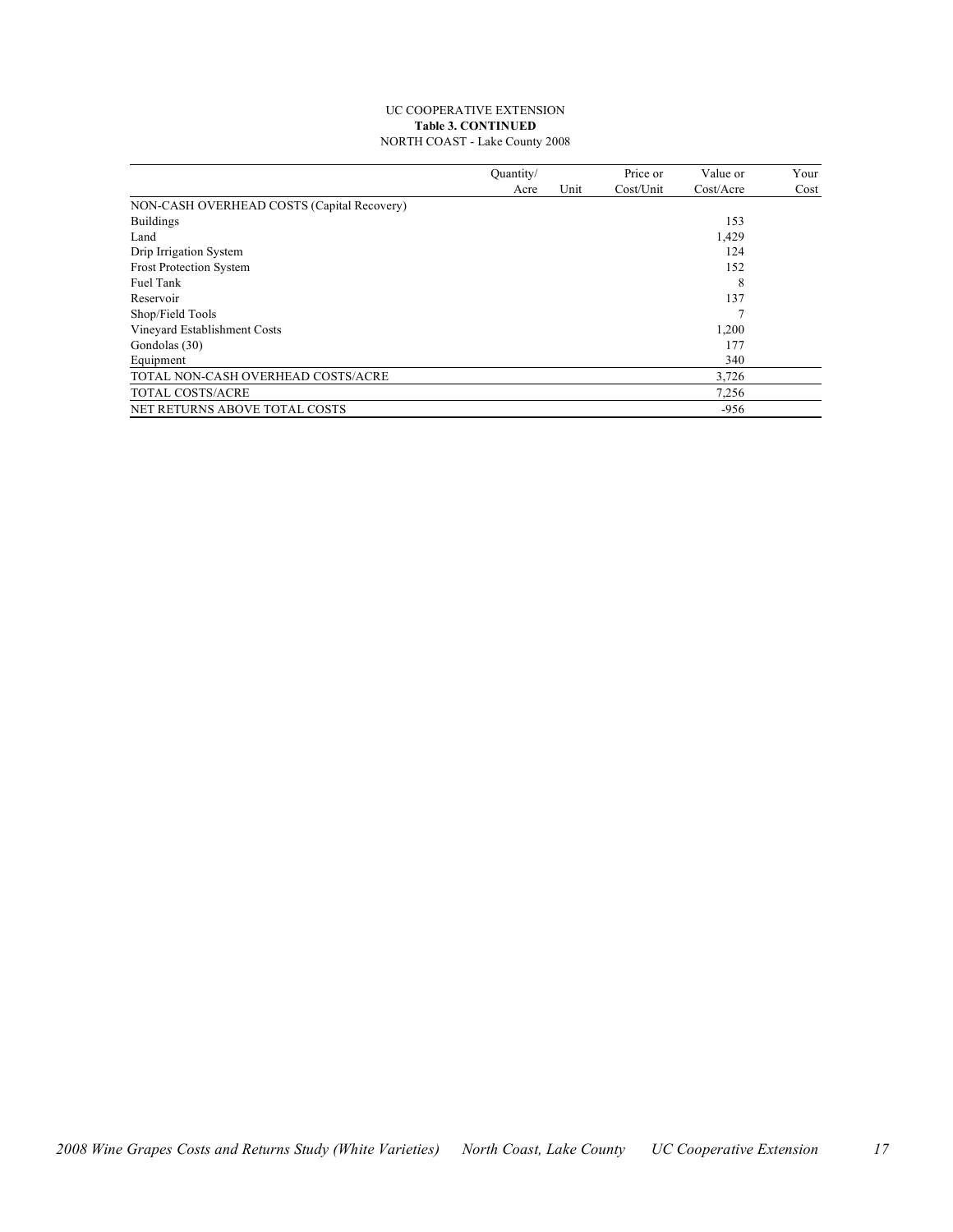UC COOPERATIVE EXTENSION
**Table 3. CONTINUED**
NORTH COAST - Lake County 2008

| | Quantity/ Acre | Unit | Price or Cost/Unit | Value or Cost/Acre | Your Cost |
|---|---|---|---|---|---|
| NON-CASH OVERHEAD COSTS (Capital Recovery) | | | | | |
| Buildings | | | | 153 | |
| Land | | | | 1,429 | |
| Drip Irrigation System | | | | 124 | |
| Frost Protection System | | | | 152 | |
| Fuel Tank | | | | 8 | |
| Reservoir | | | | 137 | |
| Shop/Field Tools | | | | 7 | |
| Vineyard Establishment Costs | | | | 1,200 | |
| Gondolas (30) | | | | 177 | |
| Equipment | | | | 340 | |
| TOTAL NON-CASH OVERHEAD COSTS/ACRE | | | | 3,726 | |
| TOTAL COSTS/ACRE | | | | 7,256 | |
| NET RETURNS ABOVE TOTAL COSTS | | | | -956 | |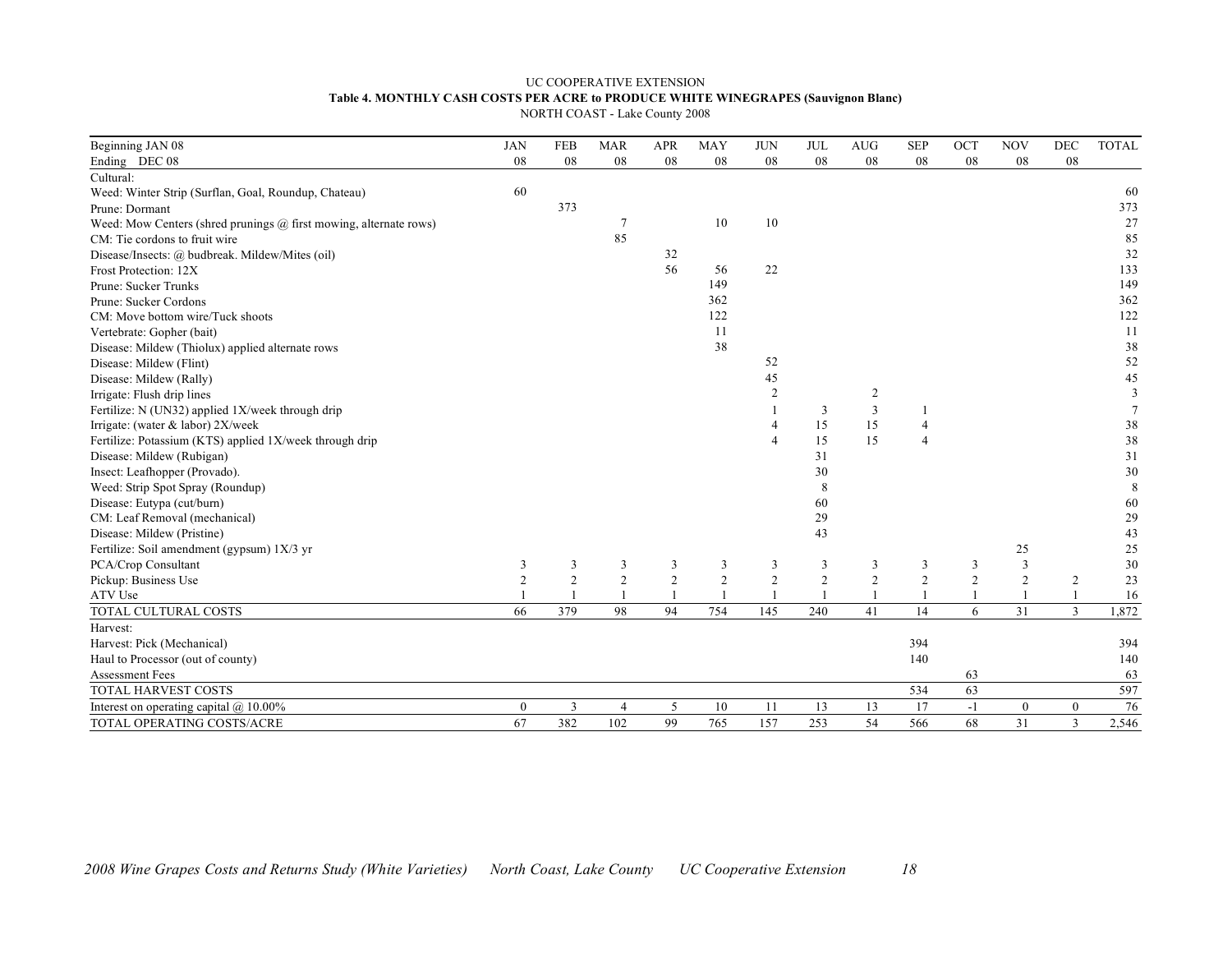UC COOPERATIVE EXTENSION

**Table 4. MONTHLY CASH COSTS PER ACRE to PRODUCE WHITE WINEGRAPES (Sauvignon Blanc)**

NORTH COAST - Lake County 2008

| Beginning JAN 08 | JAN | FEB | MAR | APR | MAY | JUN | JUL | AUG | SEP | OCT | NOV | DEC | TOTAL |
|---|---|---|---|---|---|---|---|---|---|---|---|---|---|
| Ending DEC 08 | 08 | 08 | 08 | 08 | 08 | 08 | 08 | 08 | 08 | 08 | 08 | 08 | |
| Cultural: | | | | | | | | | | | | | |
| Weed: Winter Strip (Surflan, Goal, Roundup, Chateau) | 60 | | | | | | | | | | | | 60 |
| Prune: Dormant | | 373 | | | | | | | | | | | 373 |
| Weed: Mow Centers (shred prunings @ first mowing, alternate rows) | | | 7 | | 10 | 10 | | | | | | | 27 |
| CM: Tie cordons to fruit wire | | | 85 | | | | | | | | | | 85 |
| Disease/Insects: @ budbreak. Mildew/Mites (oil) | | | | 32 | | | | | | | | | 32 |
| Frost Protection: 12X | | | | 56 | 56 | 22 | | | | | | | 133 |
| Prune: Sucker Trunks | | | | | 149 | | | | | | | | 149 |
| Prune: Sucker Cordons | | | | | 362 | | | | | | | | 362 |
| CM: Move bottom wire/Tuck shoots | | | | | 122 | | | | | | | | 122 |
| Vertebrate: Gopher (bait) | | | | | 11 | | | | | | | | 11 |
| Disease: Mildew (Thiolux) applied alternate rows | | | | | 38 | | | | | | | | 38 |
| Disease: Mildew (Flint) | | | | | | 52 | | | | | | | 52 |
| Disease: Mildew (Rally) | | | | | | 45 | | | | | | | 45 |
| Irrigate: Flush drip lines | | | | | | 2 | | 2 | | | | | 3 |
| Fertilize: N (UN32) applied 1X/week through drip | | | | | | 1 | 3 | 3 | 1 | | | | 7 |
| Irrigate: (water & labor) 2X/week | | | | | | 4 | 15 | 15 | 4 | | | | 38 |
| Fertilize: Potassium (KTS) applied 1X/week through drip | | | | | | 4 | 15 | 15 | 4 | | | | 38 |
| Disease: Mildew (Rubigan) | | | | | | | 31 | | | | | | 31 |
| Insect: Leafhopper (Provado). | | | | | | | 30 | | | | | | 30 |
| Weed: Strip Spot Spray (Roundup) | | | | | | | 8 | | | | | | 8 |
| Disease: Eutypa (cut/burn) | | | | | | | 60 | | | | | | 60 |
| CM: Leaf Removal (mechanical) | | | | | | | 29 | | | | | | 29 |
| Disease: Mildew (Pristine) | | | | | | | 43 | | | | | | 43 |
| Fertilize: Soil amendment (gypsum) 1X/3 yr | | | | | | | | | | | 25 | | 25 |
| PCA/Crop Consultant | 3 | 3 | 3 | 3 | 3 | 3 | 3 | 3 | 3 | 3 | 3 | | 30 |
| Pickup: Business Use | 2 | 2 | 2 | 2 | 2 | 2 | 2 | 2 | 2 | 2 | 2 | 2 | 23 |
| ATV Use | 1 | 1 | 1 | 1 | 1 | 1 | 1 | 1 | 1 | 1 | 1 | 1 | 16 |
| TOTAL CULTURAL COSTS | 66 | 379 | 98 | 94 | 754 | 145 | 240 | 41 | 14 | 6 | 31 | 3 | 1,872 |
| Harvest: | | | | | | | | | | | | | |
| Harvest: Pick (Mechanical) | | | | | | | | | 394 | | | | 394 |
| Haul to Processor (out of county) | | | | | | | | | 140 | | | | 140 |
| Assessment Fees | | | | | | | | | | 63 | | | 63 |
| TOTAL HARVEST COSTS | | | | | | | | | 534 | 63 | | | 597 |
| Interest on operating capital @ 10.00% | 0 | 3 | 4 | 5 | 10 | 11 | 13 | 13 | 17 | -1 | 0 | 0 | 76 |
| TOTAL OPERATING COSTS/ACRE | 67 | 382 | 102 | 99 | 765 | 157 | 253 | 54 | 566 | 68 | 31 | 3 | 2,546 |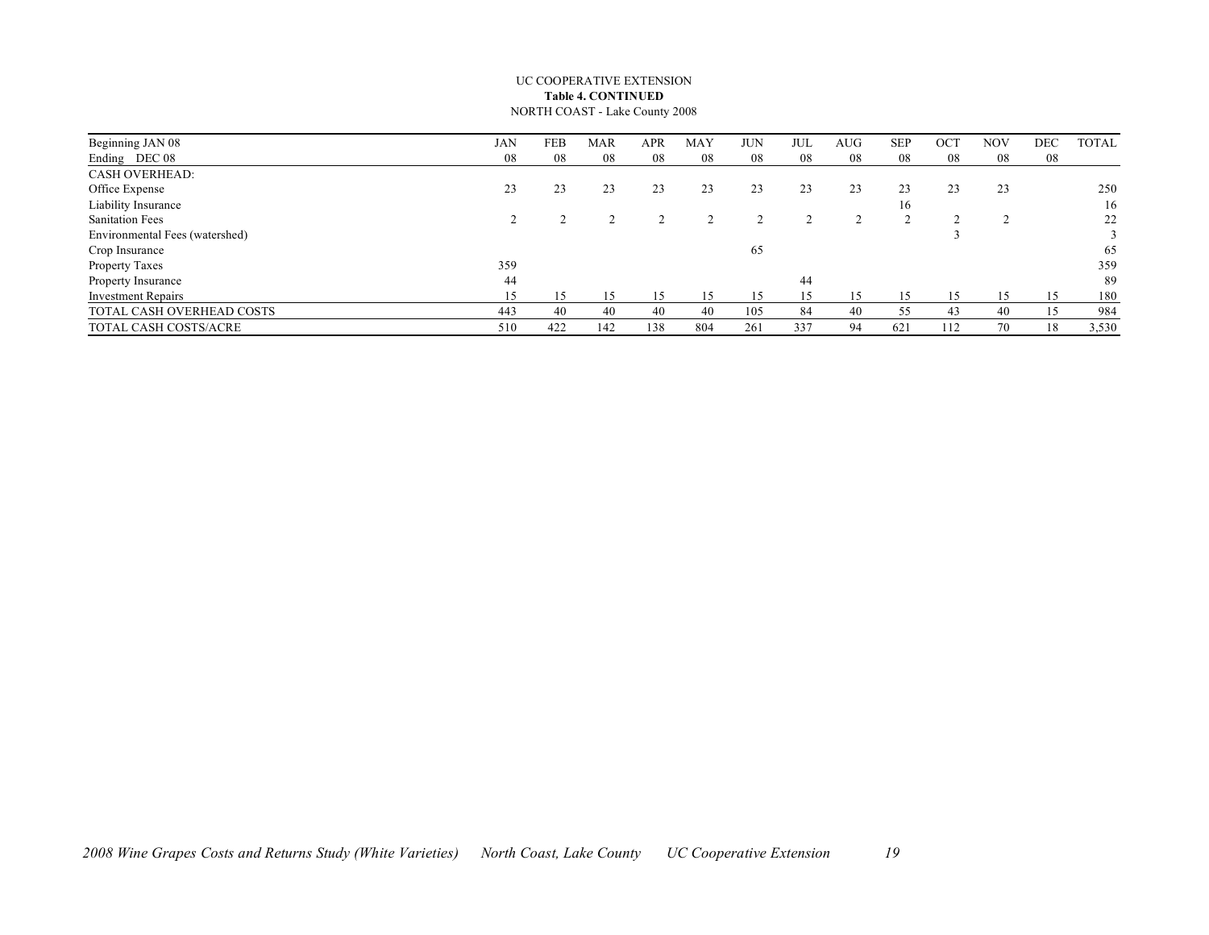UC COOPERATIVE EXTENSION
**Table 4. CONTINUED**
NORTH COAST - Lake County 2008

| Beginning JAN 08 | JAN | FEB | MAR | APR | MAY | JUN | JUL | AUG | SEP | OCT | NOV | DEC | TOTAL |
|---|---|---|---|---|---|---|---|---|---|---|---|---|---|
| Ending DEC 08 | 08 | 08 | 08 | 08 | 08 | 08 | 08 | 08 | 08 | 08 | 08 | 08 | |
| CASH OVERHEAD: | | | | | | | | | | | | | |
| Office Expense | 23 | 23 | 23 | 23 | 23 | 23 | 23 | 23 | 23 | 23 | 23 | | 250 |
| Liability Insurance | | | | | | | | | 16 | | | | 16 |
| Sanitation Fees | 2 | 2 | 2 | 2 | 2 | 2 | 2 | 2 | 2 | 2 | 2 | | 22 |
| Environmental Fees (watershed) | | | | | | | | | | 3 | | | 3 |
| Crop Insurance | | | | | | 65 | | | | | | | 65 |
| Property Taxes | 359 | | | | | | | | | | | | 359 |
| Property Insurance | 44 | | | | | | 44 | | | | | | 89 |
| Investment Repairs | 15 | 15 | 15 | 15 | 15 | 15 | 15 | 15 | 15 | 15 | 15 | 15 | 180 |
| TOTAL CASH OVERHEAD COSTS | 443 | 40 | 40 | 40 | 40 | 105 | 84 | 40 | 55 | 43 | 40 | 15 | 984 |
| TOTAL CASH COSTS/ACRE | 510 | 422 | 142 | 138 | 804 | 261 | 337 | 94 | 621 | 112 | 70 | 18 | 3,530 |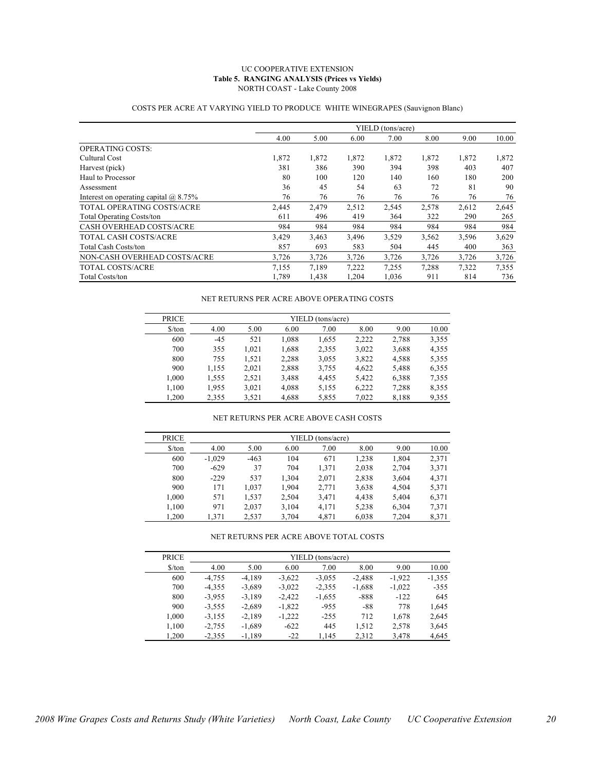UC COOPERATIVE EXTENSION

**Table 5. RANGING ANALYSIS (Prices vs Yields)**

NORTH COAST - Lake County 2008

COSTS PER ACRE AT VARYING YIELD TO PRODUCE WHITE WINEGRAPES (Sauvignon Blanc)

| | YIELD (tons/acre) | | | | | | |
|---|---|---|---|---|---|---|---|
| | 4.00 | 5.00 | 6.00 | 7.00 | 8.00 | 9.00 | 10.00 |
| OPERATING COSTS: | | | | | | | |
| Cultural Cost | 1,872 | 1,872 | 1,872 | 1,872 | 1,872 | 1,872 | 1,872 |
| Harvest (pick) | 381 | 386 | 390 | 394 | 398 | 403 | 407 |
| Haul to Processor | 80 | 100 | 120 | 140 | 160 | 180 | 200 |
| Assessment | 36 | 45 | 54 | 63 | 72 | 81 | 90 |
| Interest on operating capital @ 8.75% | 76 | 76 | 76 | 76 | 76 | 76 | 76 |
| TOTAL OPERATING COSTS/ACRE | 2,445 | 2,479 | 2,512 | 2,545 | 2,578 | 2,612 | 2,645 |
| Total Operating Costs/ton | 611 | 496 | 419 | 364 | 322 | 290 | 265 |
| CASH OVERHEAD COSTS/ACRE | 984 | 984 | 984 | 984 | 984 | 984 | 984 |
| TOTAL CASH COSTS/ACRE | 3,429 | 3,463 | 3,496 | 3,529 | 3,562 | 3,596 | 3,629 |
| Total Cash Costs/ton | 857 | 693 | 583 | 504 | 445 | 400 | 363 |
| NON-CASH OVERHEAD COSTS/ACRE | 3,726 | 3,726 | 3,726 | 3,726 | 3,726 | 3,726 | 3,726 |
| TOTAL COSTS/ACRE | 7,155 | 7,189 | 7,222 | 7,255 | 7,288 | 7,322 | 7,355 |
| Total Costs/ton | 1,789 | 1,438 | 1,204 | 1,036 | 911 | 814 | 736 |

NET RETURNS PER ACRE ABOVE OPERATING COSTS

| PRICE | YIELD (tons/acre) | | | | | | |
|---|---|---|---|---|---|---|---|
| $/ton | 4.00 | 5.00 | 6.00 | 7.00 | 8.00 | 9.00 | 10.00 |
| 600 | -45 | 521 | 1,088 | 1,655 | 2,222 | 2,788 | 3,355 |
| 700 | 355 | 1,021 | 1,688 | 2,355 | 3,022 | 3,688 | 4,355 |
| 800 | 755 | 1,521 | 2,288 | 3,055 | 3,822 | 4,588 | 5,355 |
| 900 | 1,155 | 2,021 | 2,888 | 3,755 | 4,622 | 5,488 | 6,355 |
| 1,000 | 1,555 | 2,521 | 3,488 | 4,455 | 5,422 | 6,388 | 7,355 |
| 1,100 | 1,955 | 3,021 | 4,088 | 5,155 | 6,222 | 7,288 | 8,355 |
| 1,200 | 2,355 | 3,521 | 4,688 | 5,855 | 7,022 | 8,188 | 9,355 |

NET RETURNS PER ACRE ABOVE CASH COSTS

| PRICE | YIELD (tons/acre) | | | | | | |
|---|---|---|---|---|---|---|---|
| $/ton | 4.00 | 5.00 | 6.00 | 7.00 | 8.00 | 9.00 | 10.00 |
| 600 | -1,029 | -463 | 104 | 671 | 1,238 | 1,804 | 2,371 |
| 700 | -629 | 37 | 704 | 1,371 | 2,038 | 2,704 | 3,371 |
| 800 | -229 | 537 | 1,304 | 2,071 | 2,838 | 3,604 | 4,371 |
| 900 | 171 | 1,037 | 1,904 | 2,771 | 3,638 | 4,504 | 5,371 |
| 1,000 | 571 | 1,537 | 2,504 | 3,471 | 4,438 | 5,404 | 6,371 |
| 1,100 | 971 | 2,037 | 3,104 | 4,171 | 5,238 | 6,304 | 7,371 |
| 1,200 | 1,371 | 2,537 | 3,704 | 4,871 | 6,038 | 7,204 | 8,371 |

NET RETURNS PER ACRE ABOVE TOTAL COSTS

| PRICE | YIELD (tons/acre) | | | | | | |
|---|---|---|---|---|---|---|---|
| $/ton | 4.00 | 5.00 | 6.00 | 7.00 | 8.00 | 9.00 | 10.00 |
| 600 | -4,755 | -4,189 | -3,622 | -3,055 | -2,488 | -1,922 | -1,355 |
| 700 | -4,355 | -3,689 | -3,022 | -2,355 | -1,688 | -1,022 | -355 |
| 800 | -3,955 | -3,189 | -2,422 | -1,655 | -888 | -122 | 645 |
| 900 | -3,555 | -2,689 | -1,822 | -955 | -88 | 778 | 1,645 |
| 1,000 | -3,155 | -2,189 | -1,222 | -255 | 712 | 1,678 | 2,645 |
| 1,100 | -2,755 | -1,689 | -622 | 445 | 1,512 | 2,578 | 3,645 |
| 1,200 | -2,355 | -1,189 | -22 | 1,145 | 2,312 | 3,478 | 4,645 |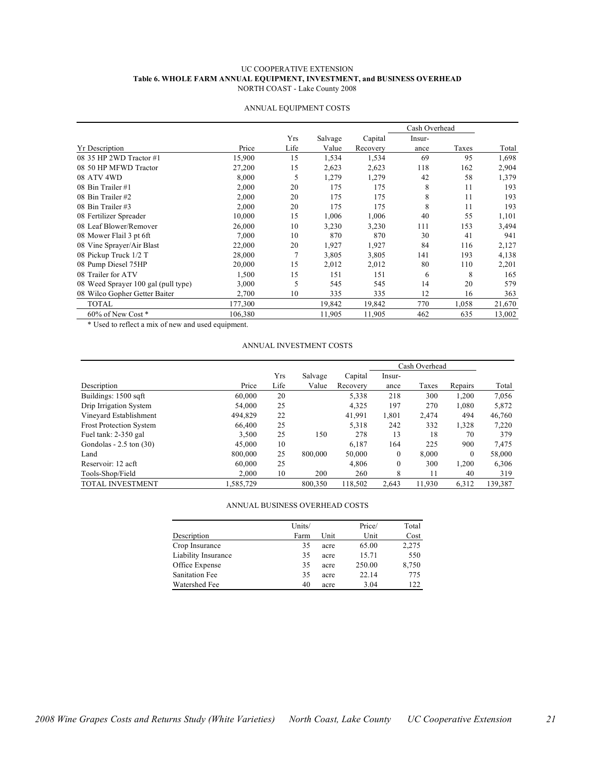UC COOPERATIVE EXTENSION

**Table 6. WHOLE FARM ANNUAL EQUIPMENT, INVESTMENT, and BUSINESS OVERHEAD**

NORTH COAST - Lake County 2008

ANNUAL EQUIPMENT COSTS

| | | | | | Cash Overhead | | |
|---|---|---|---|---|---|---|---|
| Yr Description | Price | Yrs Life | Salvage Value | Capital Recovery | Insur-ance | Taxes | Total |
| 08 35 HP 2WD Tractor #1 | 15,900 | 15 | 1,534 | 1,534 | 69 | 95 | 1,698 |
| 08 50 HP MFWD Tractor | 27,200 | 15 | 2,623 | 2,623 | 118 | 162 | 2,904 |
| 08 ATV 4WD | 8,000 | 5 | 1,279 | 1,279 | 42 | 58 | 1,379 |
| 08 Bin Trailer #1 | 2,000 | 20 | 175 | 175 | 8 | 11 | 193 |
| 08 Bin Trailer #2 | 2,000 | 20 | 175 | 175 | 8 | 11 | 193 |
| 08 Bin Trailer #3 | 2,000 | 20 | 175 | 175 | 8 | 11 | 193 |
| 08 Fertilizer Spreader | 10,000 | 15 | 1,006 | 1,006 | 40 | 55 | 1,101 |
| 08 Leaf Blower/Remover | 26,000 | 10 | 3,230 | 3,230 | 111 | 153 | 3,494 |
| 08 Mower Flail 3 pt 6ft | 7,000 | 10 | 870 | 870 | 30 | 41 | 941 |
| 08 Vine Sprayer/Air Blast | 22,000 | 20 | 1,927 | 1,927 | 84 | 116 | 2,127 |
| 08 Pickup Truck 1/2 T | 28,000 | 7 | 3,805 | 3,805 | 141 | 193 | 4,138 |
| 08 Pump Diesel 75HP | 20,000 | 15 | 2,012 | 2,012 | 80 | 110 | 2,201 |
| 08 Trailer for ATV | 1,500 | 15 | 151 | 151 | 6 | 8 | 165 |
| 08 Weed Sprayer 100 gal (pull type) | 3,000 | 5 | 545 | 545 | 14 | 20 | 579 |
| 08 Wilco Gopher Getter Baiter | 2,700 | 10 | 335 | 335 | 12 | 16 | 363 |
| TOTAL | 177,300 | | 19,842 | 19,842 | 770 | 1,058 | 21,670 |
| 60% of New Cost * | 106,380 | | 11,905 | 11,905 | 462 | 635 | 13,002 |

\* Used to reflect a mix of new and used equipment.

ANNUAL INVESTMENT COSTS

| | | | | | Cash Overhead | | | |
|---|---|---|---|---|---|---|---|---|
| Description | Price | Yrs Life | Salvage Value | Capital Recovery | Insur-ance | Taxes | Repairs | Total |
| Buildings: 1500 sqft | 60,000 | 20 | | 5,338 | 218 | 300 | 1,200 | 7,056 |
| Drip Irrigation System | 54,000 | 25 | | 4,325 | 197 | 270 | 1,080 | 5,872 |
| Vineyard Establishment | 494,829 | 22 | | 41,991 | 1,801 | 2,474 | 494 | 46,760 |
| Frost Protection System | 66,400 | 25 | | 5,318 | 242 | 332 | 1,328 | 7,220 |
| Fuel tank: 2-350 gal | 3,500 | 25 | 150 | 278 | 13 | 18 | 70 | 379 |
| Gondolas - 2.5 ton (30) | 45,000 | 10 | | 6,187 | 164 | 225 | 900 | 7,475 |
| Land | 800,000 | 25 | 800,000 | 50,000 | 0 | 8,000 | 0 | 58,000 |
| Reservoir: 12 acft | 60,000 | 25 | | 4,806 | 0 | 300 | 1,200 | 6,306 |
| Tools-Shop/Field | 2,000 | 10 | 200 | 260 | 8 | 11 | 40 | 319 |
| TOTAL INVESTMENT | 1,585,729 | | 800,350 | 118,502 | 2,643 | 11,930 | 6,312 | 139,387 |

ANNUAL BUSINESS OVERHEAD COSTS

| Description | Units/ Farm | Unit | Price/ Unit | Total Cost |
|---|---|---|---|---|
| Crop Insurance | 35 | acre | 65.00 | 2,275 |
| Liability Insurance | 35 | acre | 15.71 | 550 |
| Office Expense | 35 | acre | 250.00 | 8,750 |
| Sanitation Fee | 35 | acre | 22.14 | 775 |
| Watershed Fee | 40 | acre | 3.04 | 122 |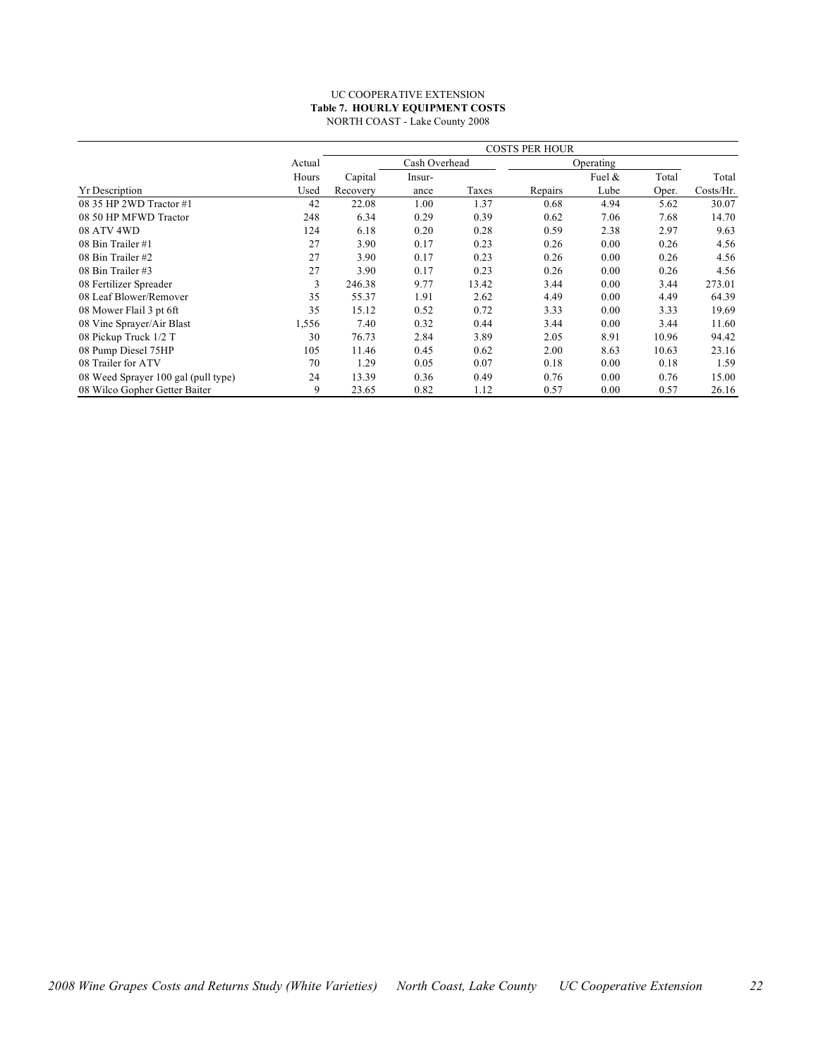UC COOPERATIVE EXTENSION
**Table 7. HOURLY EQUIPMENT COSTS**
NORTH COAST - Lake County 2008

| | | COSTS PER HOUR | | | | | | |
|---|---|---|---|---|---|---|---|---|
| | Actual | | Cash Overhead | | | Operating | | |
| | Hours | Capital | Insur- | | | Fuel & | Total | Total |
| Yr Description | Used | Recovery | ance | Taxes | Repairs | Lube | Oper. | Costs/Hr. |
| 08 35 HP 2WD Tractor #1 | 42 | 22.08 | 1.00 | 1.37 | 0.68 | 4.94 | 5.62 | 30.07 |
| 08 50 HP MFWD Tractor | 248 | 6.34 | 0.29 | 0.39 | 0.62 | 7.06 | 7.68 | 14.70 |
| 08 ATV 4WD | 124 | 6.18 | 0.20 | 0.28 | 0.59 | 2.38 | 2.97 | 9.63 |
| 08 Bin Trailer #1 | 27 | 3.90 | 0.17 | 0.23 | 0.26 | 0.00 | 0.26 | 4.56 |
| 08 Bin Trailer #2 | 27 | 3.90 | 0.17 | 0.23 | 0.26 | 0.00 | 0.26 | 4.56 |
| 08 Bin Trailer #3 | 27 | 3.90 | 0.17 | 0.23 | 0.26 | 0.00 | 0.26 | 4.56 |
| 08 Fertilizer Spreader | 3 | 246.38 | 9.77 | 13.42 | 3.44 | 0.00 | 3.44 | 273.01 |
| 08 Leaf Blower/Remover | 35 | 55.37 | 1.91 | 2.62 | 4.49 | 0.00 | 4.49 | 64.39 |
| 08 Mower Flail 3 pt 6ft | 35 | 15.12 | 0.52 | 0.72 | 3.33 | 0.00 | 3.33 | 19.69 |
| 08 Vine Sprayer/Air Blast | 1,556 | 7.40 | 0.32 | 0.44 | 3.44 | 0.00 | 3.44 | 11.60 |
| 08 Pickup Truck 1/2 T | 30 | 76.73 | 2.84 | 3.89 | 2.05 | 8.91 | 10.96 | 94.42 |
| 08 Pump Diesel 75HP | 105 | 11.46 | 0.45 | 0.62 | 2.00 | 8.63 | 10.63 | 23.16 |
| 08 Trailer for ATV | 70 | 1.29 | 0.05 | 0.07 | 0.18 | 0.00 | 0.18 | 1.59 |
| 08 Weed Sprayer 100 gal (pull type) | 24 | 13.39 | 0.36 | 0.49 | 0.76 | 0.00 | 0.76 | 15.00 |
| 08 Wilco Gopher Getter Baiter | 9 | 23.65 | 0.82 | 1.12 | 0.57 | 0.00 | 0.57 | 26.16 |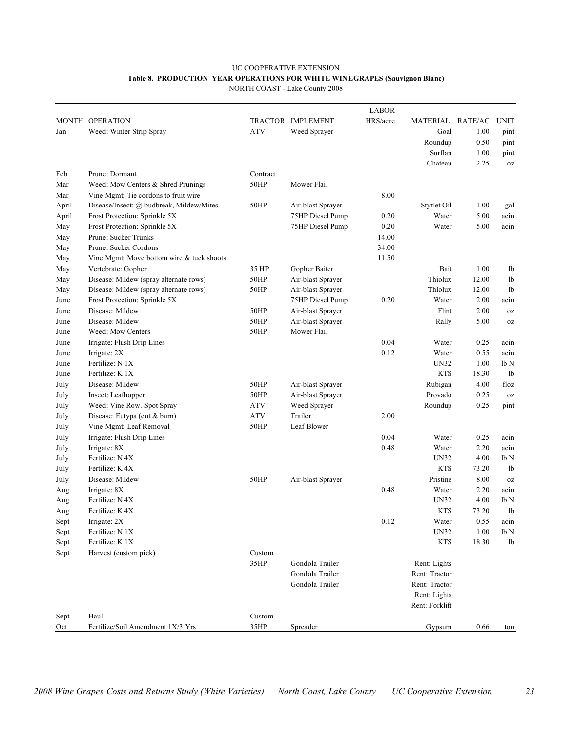UC COOPERATIVE EXTENSION

**Table 8. PRODUCTION YEAR OPERATIONS FOR WHITE WINEGRAPES (Sauvignon Blanc)**

NORTH COAST - Lake County 2008

| MONTH | OPERATION | TRACTOR | IMPLEMENT | LABOR HRS/acre | MATERIAL | RATE/AC | UNIT |
|---|---|---|---|---|---|---|---|
| Jan | Weed: Winter Strip Spray | ATV | Weed Sprayer | | Goal | 1.00 | pint |
| | | | | | Roundup | 0.50 | pint |
| | | | | | Surflan | 1.00 | pint |
| | | | | | Chateau | 2.25 | oz |
| Feb | Prune: Dormant | Contract | | | | | |
| Mar | Weed: Mow Centers & Shred Prunings | 50HP | Mower Flail | | | | |
| Mar | Vine Mgmt: Tie cordons to fruit wire | | | 8.00 | | | |
| April | Disease/Insect: @ budbreak, Mildew/Mites | 50HP | Air-blast Sprayer | | Stylet Oil | 1.00 | gal |
| April | Frost Protection: Sprinkle 5X | | 75HP Diesel Pump | 0.20 | Water | 5.00 | acin |
| May | Frost Protection: Sprinkle 5X | | 75HP Diesel Pump | 0.20 | Water | 5.00 | acin |
| May | Prune: Sucker Trunks | | | 14.00 | | | |
| May | Prune: Sucker Cordons | | | 34.00 | | | |
| May | Vine Mgmt: Move bottom wire & tuck shoots | | | 11.50 | | | |
| May | Vertebrate: Gopher | 35 HP | Gopher Baiter | | Bait | 1.00 | lb |
| May | Disease: Mildew (spray alternate rows) | 50HP | Air-blast Sprayer | | Thiolux | 12.00 | lb |
| May | Disease: Mildew (spray alternate rows) | 50HP | Air-blast Sprayer | | Thiolux | 12.00 | lb |
| June | Frost Protection: Sprinkle 5X | | 75HP Diesel Pump | 0.20 | Water | 2.00 | acin |
| June | Disease: Mildew | 50HP | Air-blast Sprayer | | Flint | 2.00 | oz |
| June | Disease: Mildew | 50HP | Air-blast Sprayer | | Rally | 5.00 | oz |
| June | Weed: Mow Centers | 50HP | Mower Flail | | | | |
| June | Irrigate: Flush Drip Lines | | | 0.04 | Water | 0.25 | acin |
| June | Irrigate: 2X | | | 0.12 | Water | 0.55 | acin |
| June | Fertilize: N 1X | | | | UN32 | 1.00 | lb N |
| June | Fertilize: K 1X | | | | KTS | 18.30 | lb |
| July | Disease: Mildew | 50HP | Air-blast Sprayer | | Rubigan | 4.00 | floz |
| July | Insect: Leafhopper | 50HP | Air-blast Sprayer | | Provado | 0.25 | oz |
| July | Weed: Vine Row. Spot Spray | ATV | Weed Sprayer | | Roundup | 0.25 | pint |
| July | Disease: Eutypa (cut & burn) | ATV | Trailer | 2.00 | | | |
| July | Vine Mgmt: Leaf Removal | 50HP | Leaf Blower | | | | |
| July | Irrigate: Flush Drip Lines | | | 0.04 | Water | 0.25 | acin |
| July | Irrigate: 8X | | | 0.48 | Water | 2.20 | acin |
| July | Fertilize: N 4X | | | | UN32 | 4.00 | lb N |
| July | Fertilize: K 4X | | | | KTS | 73.20 | lb |
| July | Disease: Mildew | 50HP | Air-blast Sprayer | | Pristine | 8.00 | oz |
| Aug | Irrigate: 8X | | | 0.48 | Water | 2.20 | acin |
| Aug | Fertilize: N 4X | | | | UN32 | 4.00 | lb N |
| Aug | Fertilize: K 4X | | | | KTS | 73.20 | lb |
| Sept | Irrigate: 2X | | | 0.12 | Water | 0.55 | acin |
| Sept | Fertilize: N 1X | | | | UN32 | 1.00 | lb N |
| Sept | Fertilize: K 1X | | | | KTS | 18.30 | lb |
| Sept | Harvest (custom pick) | Custom | | | | | |
| | | 35HP | Gondola Trailer | | Rent: Lights | | |
| | | | Gondola Trailer | | Rent: Tractor | | |
| | | | Gondola Trailer | | Rent: Tractor | | |
| | | | | | Rent: Lights | | |
| | | | | | Rent: Forklift | | |
| Sept | Haul | Custom | | | | | |
| Oct | Fertilize/Soil Amendment 1X/3 Yrs | 35HP | Spreader | | Gypsum | 0.66 | ton |